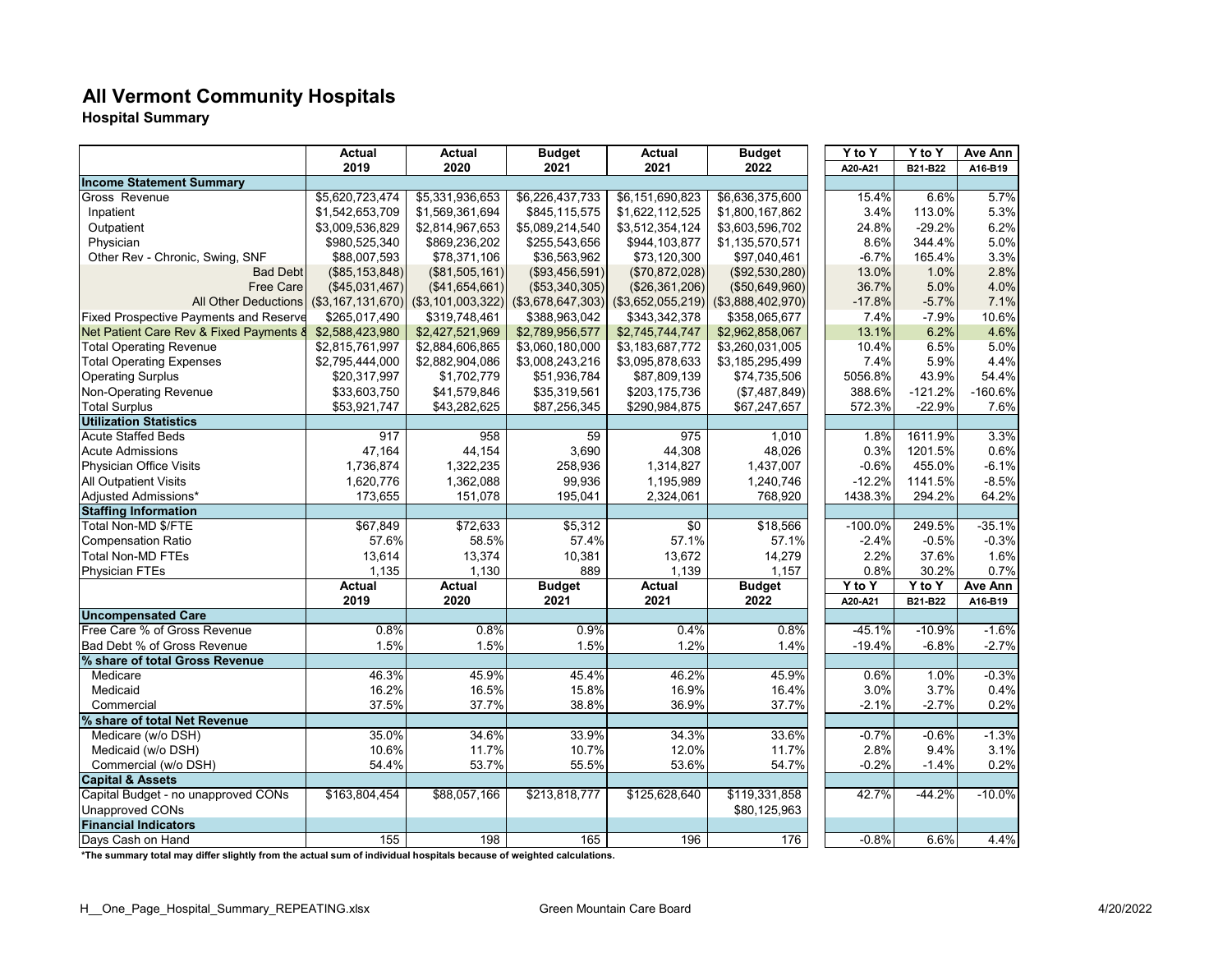# All Vermont Community Hospitals

## Hospital Summary

| | Actual 2019 | Actual 2020 | Budget 2021 | Actual 2021 | Budget 2022 | Y to Y A20-A21 | Y to Y B21-B22 | Ave Ann A16-B19 |
|---|---|---|---|---|---|---|---|---|
| **Income Statement Summary** | | | | | | | | |
| Gross Revenue | $5,620,723,474 | $5,331,936,653 | $6,226,437,733 | $6,151,690,823 | $6,636,375,600 | 15.4% | 6.6% | 5.7% |
| Inpatient | $1,542,653,709 | $1,569,361,694 | $845,115,575 | $1,622,112,525 | $1,800,167,862 | 3.4% | 113.0% | 5.3% |
| Outpatient | $3,009,536,829 | $2,814,967,653 | $5,089,214,540 | $3,512,354,124 | $3,603,596,702 | 24.8% | -29.2% | 6.2% |
| Physician | $980,525,340 | $869,236,202 | $255,543,656 | $944,103,877 | $1,135,570,571 | 8.6% | 344.4% | 5.0% |
| Other Rev - Chronic, Swing, SNF | $88,007,593 | $78,371,106 | $36,563,962 | $73,120,300 | $97,040,461 | -6.7% | 165.4% | 3.3% |
| Bad Debt | ($85,153,848) | ($81,505,161) | ($93,456,591) | ($70,872,028) | ($92,530,280) | 13.0% | 1.0% | 2.8% |
| Free Care | ($45,031,467) | ($41,654,661) | ($53,340,305) | ($26,361,206) | ($50,649,960) | 36.7% | 5.0% | 4.0% |
| All Other Deductions | ($3,167,131,670) | ($3,101,003,322) | ($3,678,647,303) | ($3,652,055,219) | ($3,888,402,970) | -17.8% | -5.7% | 7.1% |
| Fixed Prospective Payments and Reserve | $265,017,490 | $319,748,461 | $388,963,042 | $343,342,378 | $358,065,677 | 7.4% | -7.9% | 10.6% |
| Net Patient Care Rev & Fixed Payments & | $2,588,423,980 | $2,427,521,969 | $2,789,956,577 | $2,745,744,747 | $2,962,858,067 | 13.1% | 6.2% | 4.6% |
| Total Operating Revenue | $2,815,761,997 | $2,884,606,865 | $3,060,180,000 | $3,183,687,772 | $3,260,031,005 | 10.4% | 6.5% | 5.0% |
| Total Operating Expenses | $2,795,444,000 | $2,882,904,086 | $3,008,243,216 | $3,095,878,633 | $3,185,295,499 | 7.4% | 5.9% | 4.4% |
| Operating Surplus | $20,317,997 | $1,702,779 | $51,936,784 | $87,809,139 | $74,735,506 | 5056.8% | 43.9% | 54.4% |
| Non-Operating Revenue | $33,603,750 | $41,579,846 | $35,319,561 | $203,175,736 | ($7,487,849) | 388.6% | -121.2% | -160.6% |
| Total Surplus | $53,921,747 | $43,282,625 | $87,256,345 | $290,984,875 | $67,247,657 | 572.3% | -22.9% | 7.6% |
| **Utilization Statistics** | | | | | | | | |
| Acute Staffed Beds | 917 | 958 | 59 | 975 | 1,010 | 1.8% | 1611.9% | 3.3% |
| Acute Admissions | 47,164 | 44,154 | 3,690 | 44,308 | 48,026 | 0.3% | 1201.5% | 0.6% |
| Physician Office Visits | 1,736,874 | 1,322,235 | 258,936 | 1,314,827 | 1,437,007 | -0.6% | 455.0% | -6.1% |
| All Outpatient Visits | 1,620,776 | 1,362,088 | 99,936 | 1,195,989 | 1,240,746 | -12.2% | 1141.5% | -8.5% |
| Adjusted Admissions* | 173,655 | 151,078 | 195,041 | 2,324,061 | 768,920 | 1438.3% | 294.2% | 64.2% |
| **Staffing Information** | | | | | | | | |
| Total Non-MD $/FTE | $67,849 | $72,633 | $5,312 | $0 | $18,566 | -100.0% | 249.5% | -35.1% |
| Compensation Ratio | 57.6% | 58.5% | 57.4% | 57.1% | 57.1% | -2.4% | -0.5% | -0.3% |
| Total Non-MD FTEs | 13,614 | 13,374 | 10,381 | 13,672 | 14,279 | 2.2% | 37.6% | 1.6% |
| Physician FTEs | 1,135 | 1,130 | 889 | 1,139 | 1,157 | 0.8% | 30.2% | 0.7% |
| | **Actual 2019** | **Actual 2020** | **Budget 2021** | **Actual 2021** | **Budget 2022** | **Y to Y A20-A21** | **Y to Y B21-B22** | **Ave Ann A16-B19** |
| **Uncompensated Care** | | | | | | | | |
| Free Care % of Gross Revenue | 0.8% | 0.8% | 0.9% | 0.4% | 0.8% | -45.1% | -10.9% | -1.6% |
| Bad Debt % of Gross Revenue | 1.5% | 1.5% | 1.5% | 1.2% | 1.4% | -19.4% | -6.8% | -2.7% |
| **% share of total Gross Revenue** | | | | | | | | |
| Medicare | 46.3% | 45.9% | 45.4% | 46.2% | 45.9% | 0.6% | 1.0% | -0.3% |
| Medicaid | 16.2% | 16.5% | 15.8% | 16.9% | 16.4% | 3.0% | 3.7% | 0.4% |
| Commercial | 37.5% | 37.7% | 38.8% | 36.9% | 37.7% | -2.1% | -2.7% | 0.2% |
| **% share of total Net Revenue** | | | | | | | | |
| Medicare (w/o DSH) | 35.0% | 34.6% | 33.9% | 34.3% | 33.6% | -0.7% | -0.6% | -1.3% |
| Medicaid (w/o DSH) | 10.6% | 11.7% | 10.7% | 12.0% | 11.7% | 2.8% | 9.4% | 3.1% |
| Commercial (w/o DSH) | 54.4% | 53.7% | 55.5% | 53.6% | 54.7% | -0.2% | -1.4% | 0.2% |
| **Capital & Assets** | | | | | | | | |
| Capital Budget - no unapproved CONs | $163,804,454 | $88,057,166 | $213,818,777 | $125,628,640 | $119,331,858 | 42.7% | -44.2% | -10.0% |
| Unapproved CONs | | | | | $80,125,963 | | | |
| **Financial Indicators** | | | | | | | | |
| Days Cash on Hand | 155 | 198 | 165 | 196 | 176 | -0.8% | 6.6% | 4.4% |

**\*The summary total may differ slightly from the actual sum of individual hospitals because of weighted calculations.**

H__One_Page_Hospital_Summary_REPEATING.xlsx Green Mountain Care Board 4/20/2022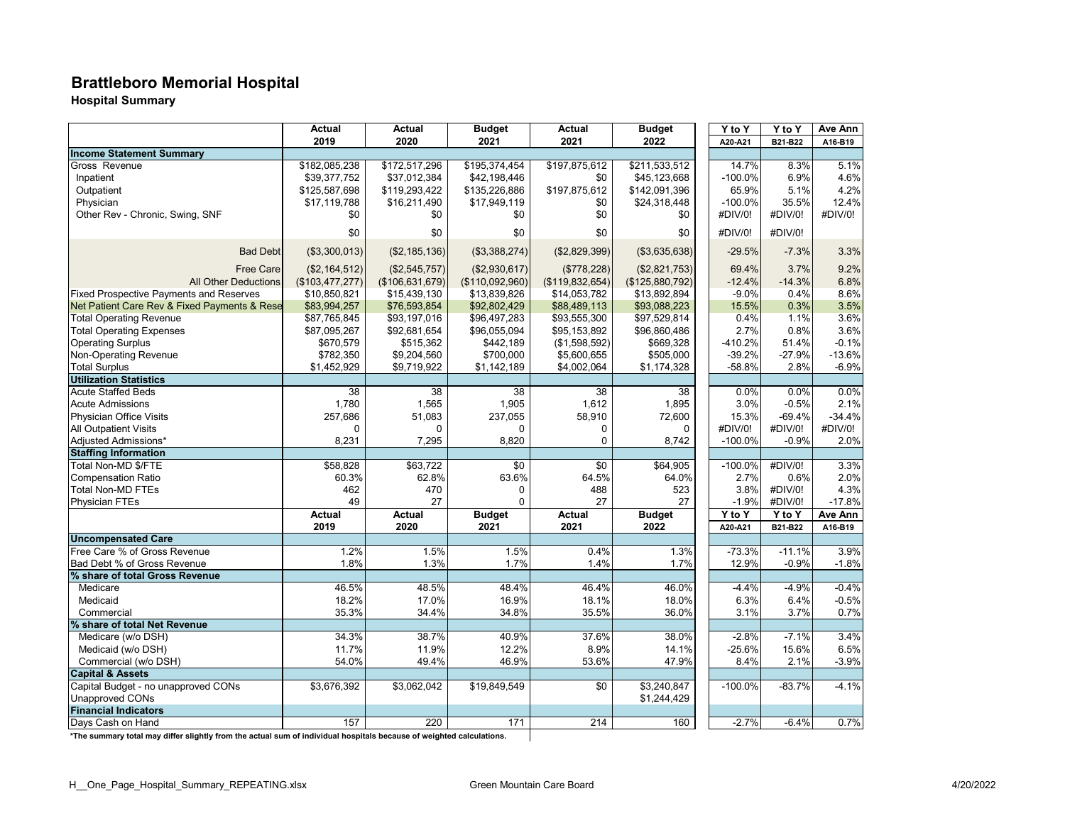# Brattleboro Memorial Hospital

## Hospital Summary

| | Actual 2019 | Actual 2020 | Budget 2021 | Actual 2021 | Budget 2022 | Y to Y A20-A21 | Y to Y B21-B22 | Ave Ann A16-B19 |
|---|---|---|---|---|---|---|---|---|
| **Income Statement Summary** | | | | | | | | |
| Gross Revenue | $182,085,238 | $172,517,296 | $195,374,454 | $197,875,612 | $211,533,512 | 14.7% | 8.3% | 5.1% |
| Inpatient | $39,377,752 | $37,012,384 | $42,198,446 | $0 | $45,123,668 | -100.0% | 6.9% | 4.6% |
| Outpatient | $125,587,698 | $119,293,422 | $135,226,886 | $197,875,612 | $142,091,396 | 65.9% | 5.1% | 4.2% |
| Physician | $17,119,788 | $16,211,490 | $17,949,119 | $0 | $24,318,448 | -100.0% | 35.5% | 12.4% |
| Other Rev - Chronic, Swing, SNF | $0 | $0 | $0 | $0 | $0 | #DIV/0! | #DIV/0! | #DIV/0! |
| | $0 | $0 | $0 | $0 | $0 | #DIV/0! | #DIV/0! | |
| Bad Debt | ($3,300,013) | ($2,185,136) | ($3,388,274) | ($2,829,399) | ($3,635,638) | -29.5% | -7.3% | 3.3% |
| Free Care | ($2,164,512) | ($2,545,757) | ($2,930,617) | ($778,228) | ($2,821,753) | 69.4% | 3.7% | 9.2% |
| All Other Deductions | ($103,477,277) | ($106,631,679) | ($110,092,960) | ($119,832,654) | ($125,880,792) | -12.4% | -14.3% | 6.8% |
| Fixed Prospective Payments and Reserves | $10,850,821 | $15,439,130 | $13,839,826 | $14,053,782 | $13,892,894 | -9.0% | 0.4% | 8.6% |
| Net Patient Care Rev & Fixed Payments & Rese | $83,994,257 | $76,593,854 | $92,802,429 | $88,489,113 | $93,088,223 | 15.5% | 0.3% | 3.5% |
| Total Operating Revenue | $87,765,845 | $93,197,016 | $96,497,283 | $93,555,300 | $97,529,814 | 0.4% | 1.1% | 3.6% |
| Total Operating Expenses | $87,095,267 | $92,681,654 | $96,055,094 | $95,153,892 | $96,860,486 | 2.7% | 0.8% | 3.6% |
| Operating Surplus | $670,579 | $515,362 | $442,189 | ($1,598,592) | $669,328 | -410.2% | 51.4% | -0.1% |
| Non-Operating Revenue | $782,350 | $9,204,560 | $700,000 | $5,600,655 | $505,000 | -39.2% | -27.9% | -13.6% |
| Total Surplus | $1,452,929 | $9,719,922 | $1,142,189 | $4,002,064 | $1,174,328 | -58.8% | 2.8% | -6.9% |
| **Utilization Statistics** | | | | | | | | |
| Acute Staffed Beds | 38 | 38 | 38 | 38 | 38 | 0.0% | 0.0% | 0.0% |
| Acute Admissions | 1,780 | 1,565 | 1,905 | 1,612 | 1,895 | 3.0% | -0.5% | 2.1% |
| Physician Office Visits | 257,686 | 51,083 | 237,055 | 58,910 | 72,600 | 15.3% | -69.4% | -34.4% |
| All Outpatient Visits | 0 | 0 | 0 | 0 | 0 | #DIV/0! | #DIV/0! | #DIV/0! |
| Adjusted Admissions* | 8,231 | 7,295 | 8,820 | 0 | 8,742 | -100.0% | -0.9% | 2.0% |
| **Staffing Information** | | | | | | | | |
| Total Non-MD $/FTE | $58,828 | $63,722 | $0 | $0 | $64,905 | -100.0% | #DIV/0! | 3.3% |
| Compensation Ratio | 60.3% | 62.8% | 63.6% | 64.5% | 64.0% | 2.7% | 0.6% | 2.0% |
| Total Non-MD FTEs | 462 | 470 | 0 | 488 | 523 | 3.8% | #DIV/0! | 4.3% |
| Physician FTEs | 49 | 27 | 0 | 27 | 27 | -1.9% | #DIV/0! | -17.8% |
| | **Actual 2019** | **Actual 2020** | **Budget 2021** | **Actual 2021** | **Budget 2022** | **Y to Y A20-A21** | **Y to Y B21-B22** | **Ave Ann A16-B19** |
| **Uncompensated Care** | | | | | | | | |
| Free Care % of Gross Revenue | 1.2% | 1.5% | 1.5% | 0.4% | 1.3% | -73.3% | -11.1% | 3.9% |
| Bad Debt % of Gross Revenue | 1.8% | 1.3% | 1.7% | 1.4% | 1.7% | 12.9% | -0.9% | -1.8% |
| **% share of total Gross Revenue** | | | | | | | | |
| Medicare | 46.5% | 48.5% | 48.4% | 46.4% | 46.0% | -4.4% | -4.9% | -0.4% |
| Medicaid | 18.2% | 17.0% | 16.9% | 18.1% | 18.0% | 6.3% | 6.4% | -0.5% |
| Commercial | 35.3% | 34.4% | 34.8% | 35.5% | 36.0% | 3.1% | 3.7% | 0.7% |
| **% share of total Net Revenue** | | | | | | | | |
| Medicare (w/o DSH) | 34.3% | 38.7% | 40.9% | 37.6% | 38.0% | -2.8% | -7.1% | 3.4% |
| Medicaid (w/o DSH) | 11.7% | 11.9% | 12.2% | 8.9% | 14.1% | -25.6% | 15.6% | 6.5% |
| Commercial (w/o DSH) | 54.0% | 49.4% | 46.9% | 53.6% | 47.9% | 8.4% | 2.1% | -3.9% |
| **Capital & Assets** | | | | | | | | |
| Capital Budget - no unapproved CONs | $3,676,392 | $3,062,042 | $19,849,549 | $0 | $3,240,847 | -100.0% | -83.7% | -4.1% |
| Unapproved CONs | | | | | $1,244,429 | | | |
| **Financial Indicators** | | | | | | | | |
| Days Cash on Hand | 157 | 220 | 171 | 214 | 160 | -2.7% | -6.4% | 0.7% |

*The summary total may differ slightly from the actual sum of individual hospitals because of weighted calculations.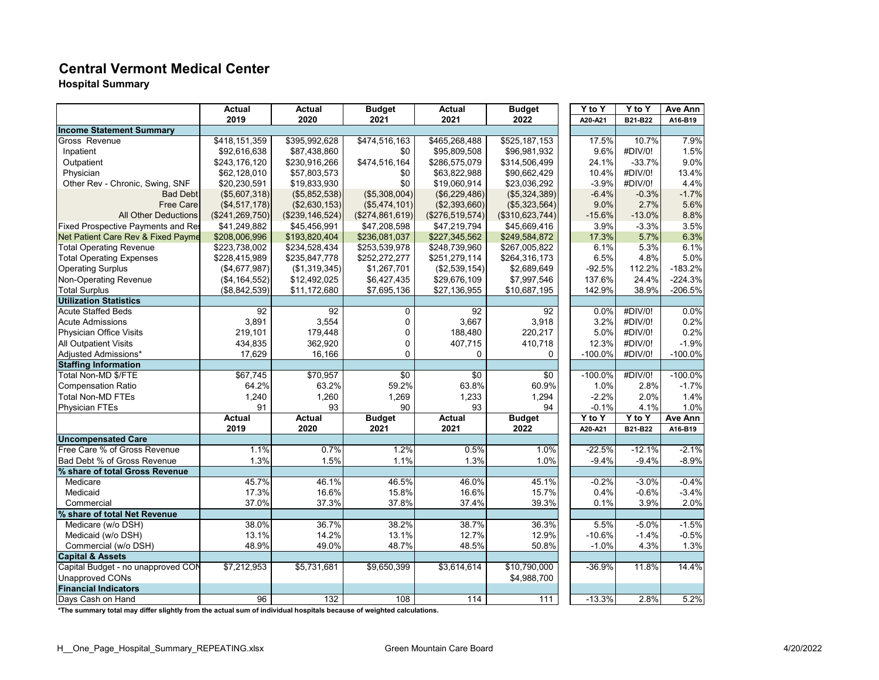# Central Vermont Medical Center

**Hospital Summary**

| | Actual 2019 | Actual 2020 | Budget 2021 | Actual 2021 | Budget 2022 | Y to Y A20-A21 | Y to Y B21-B22 | Ave Ann A16-B19 |
|---|---|---|---|---|---|---|---|---|
| **Income Statement Summary** | | | | | | | | |
| Gross Revenue | $418,151,359 | $395,992,628 | $474,516,163 | $465,268,488 | $525,187,153 | 17.5% | 10.7% | 7.9% |
| Inpatient | $92,616,638 | $87,438,860 | $0 | $95,809,508 | $96,981,932 | 9.6% | #DIV/0! | 1.5% |
| Outpatient | $243,176,120 | $230,916,266 | $474,516,164 | $286,575,079 | $314,506,499 | 24.1% | -33.7% | 9.0% |
| Physician | $62,128,010 | $57,803,573 | $0 | $63,822,988 | $90,662,429 | 10.4% | #DIV/0! | 13.4% |
| Other Rev - Chronic, Swing, SNF | $20,230,591 | $19,833,930 | $0 | $19,060,914 | $23,036,292 | -3.9% | #DIV/0! | 4.4% |
| Bad Debt | ($5,607,318) | ($5,852,538) | ($5,308,004) | ($6,229,486) | ($5,324,389) | -6.4% | -0.3% | -1.7% |
| Free Care | ($4,517,178) | ($2,630,153) | ($5,474,101) | ($2,393,660) | ($5,323,564) | 9.0% | 2.7% | 5.6% |
| All Other Deductions | ($241,269,750) | ($239,146,524) | ($274,861,619) | ($276,519,574) | ($310,623,744) | -15.6% | -13.0% | 8.8% |
| Fixed Prospective Payments and Res | $41,249,882 | $45,456,991 | $47,208,598 | $47,219,794 | $45,669,416 | 3.9% | -3.3% | 3.5% |
| Net Patient Care Rev & Fixed Payme | $208,006,996 | $193,820,404 | $236,081,037 | $227,345,562 | $249,584,872 | 17.3% | 5.7% | 6.3% |
| Total Operating Revenue | $223,738,002 | $234,528,434 | $253,539,978 | $248,739,960 | $267,005,822 | 6.1% | 5.3% | 6.1% |
| Total Operating Expenses | $228,415,989 | $235,847,778 | $252,272,277 | $251,279,114 | $264,316,173 | 6.5% | 4.8% | 5.0% |
| Operating Surplus | ($4,677,987) | ($1,319,345) | $1,267,701 | ($2,539,154) | $2,689,649 | -92.5% | 112.2% | -183.2% |
| Non-Operating Revenue | ($4,164,552) | $12,492,025 | $6,427,435 | $29,676,109 | $7,997,546 | 137.6% | 24.4% | -224.3% |
| Total Surplus | ($8,842,539) | $11,172,680 | $7,695,136 | $27,136,955 | $10,687,195 | 142.9% | 38.9% | -206.5% |
| **Utilization Statistics** | | | | | | | | |
| Acute Staffed Beds | 92 | 92 | 0 | 92 | 92 | 0.0% | #DIV/0! | 0.0% |
| Acute Admissions | 3,891 | 3,554 | 0 | 3,667 | 3,918 | 3.2% | #DIV/0! | 0.2% |
| Physician Office Visits | 219,101 | 179,448 | 0 | 188,480 | 220,217 | 5.0% | #DIV/0! | 0.2% |
| All Outpatient Visits | 434,835 | 362,920 | 0 | 407,715 | 410,718 | 12.3% | #DIV/0! | -1.9% |
| Adjusted Admissions* | 17,629 | 16,166 | 0 | 0 | 0 | -100.0% | #DIV/0! | -100.0% |
| **Staffing Information** | | | | | | | | |
| Total Non-MD $/FTE | $67,745 | $70,957 | $0 | $0 | $0 | -100.0% | #DIV/0! | -100.0% |
| Compensation Ratio | 64.2% | 63.2% | 59.2% | 63.8% | 60.9% | 1.0% | 2.8% | -1.7% |
| Total Non-MD FTEs | 1,240 | 1,260 | 1,269 | 1,233 | 1,294 | -2.2% | 2.0% | 1.4% |
| Physician FTEs | 91 | 93 | 90 | 93 | 94 | -0.1% | 4.1% | 1.0% |
| | **Actual 2019** | **Actual 2020** | **Budget 2021** | **Actual 2021** | **Budget 2022** | **Y to Y A20-A21** | **Y to Y B21-B22** | **Ave Ann A16-B19** |
| **Uncompensated Care** | | | | | | | | |
| Free Care % of Gross Revenue | 1.1% | 0.7% | 1.2% | 0.5% | 1.0% | -22.5% | -12.1% | -2.1% |
| Bad Debt % of Gross Revenue | 1.3% | 1.5% | 1.1% | 1.3% | 1.0% | -9.4% | -9.4% | -8.9% |
| **% share of total Gross Revenue** | | | | | | | | |
| Medicare | 45.7% | 46.1% | 46.5% | 46.0% | 45.1% | -0.2% | -3.0% | -0.4% |
| Medicaid | 17.3% | 16.6% | 15.8% | 16.6% | 15.7% | 0.4% | -0.6% | -3.4% |
| Commercial | 37.0% | 37.3% | 37.8% | 37.4% | 39.3% | 0.1% | 3.9% | 2.0% |
| **% share of total Net Revenue** | | | | | | | | |
| Medicare (w/o DSH) | 38.0% | 36.7% | 38.2% | 38.7% | 36.3% | 5.5% | -5.0% | -1.5% |
| Medicaid (w/o DSH) | 13.1% | 14.2% | 13.1% | 12.7% | 12.9% | -10.6% | -1.4% | -0.5% |
| Commercial (w/o DSH) | 48.9% | 49.0% | 48.7% | 48.5% | 50.8% | -1.0% | 4.3% | 1.3% |
| **Capital & Assets** | | | | | | | | |
| Capital Budget - no unapproved CON | $7,212,953 | $5,731,681 | $9,650,399 | $3,614,614 | $10,790,000 | -36.9% | 11.8% | 14.4% |
| Unapproved CONs | | | | | $4,988,700 | | | |
| **Financial Indicators** | | | | | | | | |
| Days Cash on Hand | 96 | 132 | 108 | 114 | 111 | -13.3% | 2.8% | 5.2% |

**\*The summary total may differ slightly from the actual sum of individual hospitals because of weighted calculations.**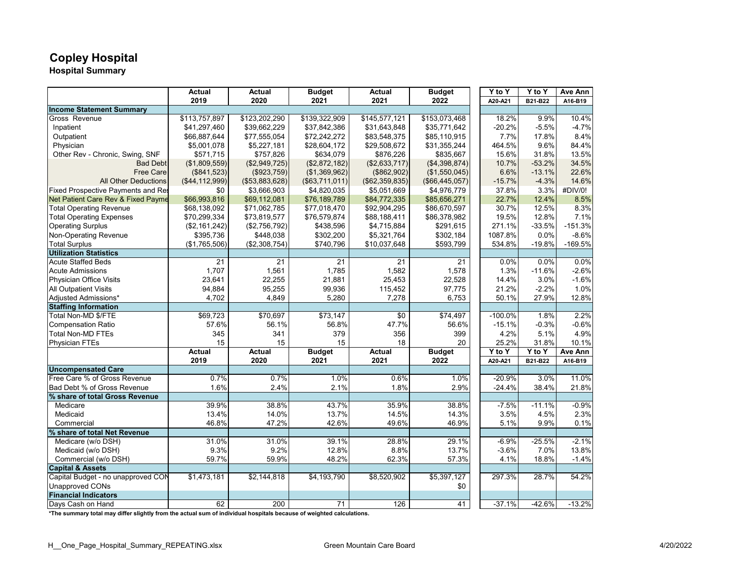# Copley Hospital

## Hospital Summary

| | Actual 2019 | Actual 2020 | Budget 2021 | Actual 2021 | Budget 2022 | Y to Y A20-A21 | Y to Y B21-B22 | Ave Ann A16-B19 |
|---|---|---|---|---|---|---|---|---|
| **Income Statement Summary** | | | | | | | | |
| Gross Revenue | $113,757,897 | $123,202,290 | $139,322,909 | $145,577,121 | $153,073,468 | 18.2% | 9.9% | 10.4% |
| Inpatient | $41,297,460 | $39,662,229 | $37,842,386 | $31,643,848 | $35,771,642 | -20.2% | -5.5% | -4.7% |
| Outpatient | $66,887,644 | $77,555,054 | $72,242,272 | $83,548,375 | $85,110,915 | 7.7% | 17.8% | 8.4% |
| Physician | $5,001,078 | $5,227,181 | $28,604,172 | $29,508,672 | $31,355,244 | 464.5% | 9.6% | 84.4% |
| Other Rev - Chronic, Swing, SNF | $571,715 | $757,826 | $634,079 | $876,226 | $835,667 | 15.6% | 31.8% | 13.5% |
| Bad Debt | ($1,809,559) | ($2,949,725) | ($2,872,182) | ($2,633,717) | ($4,398,874) | 10.7% | -53.2% | 34.5% |
| Free Care | ($841,523) | ($923,759) | ($1,369,962) | ($862,902) | ($1,550,045) | 6.6% | -13.1% | 22.6% |
| All Other Deductions | ($44,112,999) | ($53,883,628) | ($63,711,011) | ($62,359,835) | ($66,445,057) | -15.7% | -4.3% | 14.6% |
| Fixed Prospective Payments and Res | $0 | $3,666,903 | $4,820,035 | $5,051,669 | $4,976,779 | 37.8% | 3.3% | #DIV/0! |
| Net Patient Care Rev & Fixed Payme | $66,993,816 | $69,112,081 | $76,189,789 | $84,772,335 | $85,656,271 | 22.7% | 12.4% | 8.5% |
| Total Operating Revenue | $68,138,092 | $71,062,785 | $77,018,470 | $92,904,295 | $86,670,597 | 30.7% | 12.5% | 8.3% |
| Total Operating Expenses | $70,299,334 | $73,819,577 | $76,579,874 | $88,188,411 | $86,378,982 | 19.5% | 12.8% | 7.1% |
| Operating Surplus | ($2,161,242) | ($2,756,792) | $438,596 | $4,715,884 | $291,615 | 271.1% | -33.5% | -151.3% |
| Non-Operating Revenue | $395,736 | $448,038 | $302,200 | $5,321,764 | $302,184 | 1087.8% | 0.0% | -8.6% |
| Total Surplus | ($1,765,506) | ($2,308,754) | $740,796 | $10,037,648 | $593,799 | 534.8% | -19.8% | -169.5% |
| **Utilization Statistics** | | | | | | | | |
| Acute Staffed Beds | 21 | 21 | 21 | 21 | 21 | 0.0% | 0.0% | 0.0% |
| Acute Admissions | 1,707 | 1,561 | 1,785 | 1,582 | 1,578 | 1.3% | -11.6% | -2.6% |
| Physician Office Visits | 23,641 | 22,255 | 21,881 | 25,453 | 22,528 | 14.4% | 3.0% | -1.6% |
| All Outpatient Visits | 94,884 | 95,255 | 99,936 | 115,452 | 97,775 | 21.2% | -2.2% | 1.0% |
| Adjusted Admissions* | 4,702 | 4,849 | 5,280 | 7,278 | 6,753 | 50.1% | 27.9% | 12.8% |
| **Staffing Information** | | | | | | | | |
| Total Non-MD $/FTE | $69,723 | $70,697 | $73,147 | $0 | $74,497 | -100.0% | 1.8% | 2.2% |
| Compensation Ratio | 57.6% | 56.1% | 56.8% | 47.7% | 56.6% | -15.1% | -0.3% | -0.6% |
| Total Non-MD FTEs | 345 | 341 | 379 | 356 | 399 | 4.2% | 5.1% | 4.9% |
| Physician FTEs | 15 | 15 | 15 | 18 | 20 | 25.2% | 31.8% | 10.1% |
| | **Actual 2019** | **Actual 2020** | **Budget 2021** | **Actual 2021** | **Budget 2022** | **Y to Y A20-A21** | **Y to Y B21-B22** | **Ave Ann A16-B19** |
| **Uncompensated Care** | | | | | | | | |
| Free Care % of Gross Revenue | 0.7% | 0.7% | 1.0% | 0.6% | 1.0% | -20.9% | 3.0% | 11.0% |
| Bad Debt % of Gross Revenue | 1.6% | 2.4% | 2.1% | 1.8% | 2.9% | -24.4% | 38.4% | 21.8% |
| **% share of total Gross Revenue** | | | | | | | | |
| Medicare | 39.9% | 38.8% | 43.7% | 35.9% | 38.8% | -7.5% | -11.1% | -0.9% |
| Medicaid | 13.4% | 14.0% | 13.7% | 14.5% | 14.3% | 3.5% | 4.5% | 2.3% |
| Commercial | 46.8% | 47.2% | 42.6% | 49.6% | 46.9% | 5.1% | 9.9% | 0.1% |
| **% share of total Net Revenue** | | | | | | | | |
| Medicare (w/o DSH) | 31.0% | 31.0% | 39.1% | 28.8% | 29.1% | -6.9% | -25.5% | -2.1% |
| Medicaid (w/o DSH) | 9.3% | 9.2% | 12.8% | 8.8% | 13.7% | -3.6% | 7.0% | 13.8% |
| Commercial (w/o DSH) | 59.7% | 59.9% | 48.2% | 62.3% | 57.3% | 4.1% | 18.8% | -1.4% |
| **Capital & Assets** | | | | | | | | |
| Capital Budget - no unapproved CON | $1,473,181 | $2,144,818 | $4,193,790 | $8,520,902 | $5,397,127 | 297.3% | 28.7% | 54.2% |
| Unapproved CONs | | | | | $0 | | | |
| **Financial Indicators** | | | | | | | | |
| Days Cash on Hand | 62 | 200 | 71 | 126 | 41 | -37.1% | -42.6% | -13.2% |

**\*The summary total may differ slightly from the actual sum of individual hospitals because of weighted calculations.**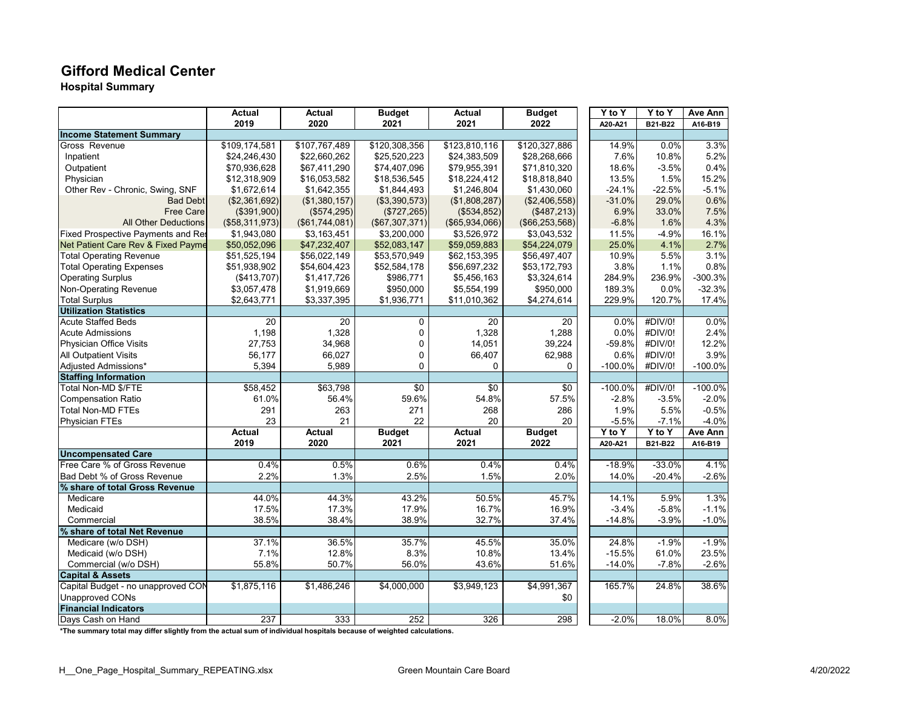# Gifford Medical Center

## Hospital Summary

| | Actual 2019 | Actual 2020 | Budget 2021 | Actual 2021 | Budget 2022 | Y to Y A20-A21 | Y to Y B21-B22 | Ave Ann A16-B19 |
|---|---|---|---|---|---|---|---|---|
| **Income Statement Summary** | | | | | | | | |
| Gross Revenue | $109,174,581 | $107,767,489 | $120,308,356 | $123,810,116 | $120,327,886 | 14.9% | 0.0% | 3.3% |
| Inpatient | $24,246,430 | $22,660,262 | $25,520,223 | $24,383,509 | $28,268,666 | 7.6% | 10.8% | 5.2% |
| Outpatient | $70,936,628 | $67,411,290 | $74,407,096 | $79,955,391 | $71,810,320 | 18.6% | -3.5% | 0.4% |
| Physician | $12,318,909 | $16,053,582 | $18,536,545 | $18,224,412 | $18,818,840 | 13.5% | 1.5% | 15.2% |
| Other Rev - Chronic, Swing, SNF | $1,672,614 | $1,642,355 | $1,844,493 | $1,246,804 | $1,430,060 | -24.1% | -22.5% | -5.1% |
| Bad Debt | ($2,361,692) | ($1,380,157) | ($3,390,573) | ($1,808,287) | ($2,406,558) | -31.0% | 29.0% | 0.6% |
| Free Care | ($391,900) | ($574,295) | ($727,265) | ($534,852) | ($487,213) | 6.9% | 33.0% | 7.5% |
| All Other Deductions | ($58,311,973) | ($61,744,081) | ($67,307,371) | ($65,934,066) | ($66,253,568) | -6.8% | 1.6% | 4.3% |
| Fixed Prospective Payments and Res | $1,943,080 | $3,163,451 | $3,200,000 | $3,526,972 | $3,043,532 | 11.5% | -4.9% | 16.1% |
| Net Patient Care Rev & Fixed Payme | $50,052,096 | $47,232,407 | $52,083,147 | $59,059,883 | $54,224,079 | 25.0% | 4.1% | 2.7% |
| Total Operating Revenue | $51,525,194 | $56,022,149 | $53,570,949 | $62,153,395 | $56,497,407 | 10.9% | 5.5% | 3.1% |
| Total Operating Expenses | $51,938,902 | $54,604,423 | $52,584,178 | $56,697,232 | $53,172,793 | 3.8% | 1.1% | 0.8% |
| Operating Surplus | ($413,707) | $1,417,726 | $986,771 | $5,456,163 | $3,324,614 | 284.9% | 236.9% | -300.3% |
| Non-Operating Revenue | $3,057,478 | $1,919,669 | $950,000 | $5,554,199 | $950,000 | 189.3% | 0.0% | -32.3% |
| Total Surplus | $2,643,771 | $3,337,395 | $1,936,771 | $11,010,362 | $4,274,614 | 229.9% | 120.7% | 17.4% |
| **Utilization Statistics** | | | | | | | | |
| Acute Staffed Beds | 20 | 20 | 0 | 20 | 20 | 0.0% | #DIV/0! | 0.0% |
| Acute Admissions | 1,198 | 1,328 | 0 | 1,328 | 1,288 | 0.0% | #DIV/0! | 2.4% |
| Physician Office Visits | 27,753 | 34,968 | 0 | 14,051 | 39,224 | -59.8% | #DIV/0! | 12.2% |
| All Outpatient Visits | 56,177 | 66,027 | 0 | 66,407 | 62,988 | 0.6% | #DIV/0! | 3.9% |
| Adjusted Admissions* | 5,394 | 5,989 | 0 | 0 | 0 | -100.0% | #DIV/0! | -100.0% |
| **Staffing Information** | | | | | | | | |
| Total Non-MD $/FTE | $58,452 | $63,798 | $0 | $0 | $0 | -100.0% | #DIV/0! | -100.0% |
| Compensation Ratio | 61.0% | 56.4% | 59.6% | 54.8% | 57.5% | -2.8% | -3.5% | -2.0% |
| Total Non-MD FTEs | 291 | 263 | 271 | 268 | 286 | 1.9% | 5.5% | -0.5% |
| Physician FTEs | 23 | 21 | 22 | 20 | 20 | -5.5% | -7.1% | -4.0% |
| | **Actual 2019** | **Actual 2020** | **Budget 2021** | **Actual 2021** | **Budget 2022** | **Y to Y A20-A21** | **Y to Y B21-B22** | **Ave Ann A16-B19** |
| **Uncompensated Care** | | | | | | | | |
| Free Care % of Gross Revenue | 0.4% | 0.5% | 0.6% | 0.4% | 0.4% | -18.9% | -33.0% | 4.1% |
| Bad Debt % of Gross Revenue | 2.2% | 1.3% | 2.5% | 1.5% | 2.0% | 14.0% | -20.4% | -2.6% |
| **% share of total Gross Revenue** | | | | | | | | |
| Medicare | 44.0% | 44.3% | 43.2% | 50.5% | 45.7% | 14.1% | 5.9% | 1.3% |
| Medicaid | 17.5% | 17.3% | 17.9% | 16.7% | 16.9% | -3.4% | -5.8% | -1.1% |
| Commercial | 38.5% | 38.4% | 38.9% | 32.7% | 37.4% | -14.8% | -3.9% | -1.0% |
| **% share of total Net Revenue** | | | | | | | | |
| Medicare (w/o DSH) | 37.1% | 36.5% | 35.7% | 45.5% | 35.0% | 24.8% | -1.9% | -1.9% |
| Medicaid (w/o DSH) | 7.1% | 12.8% | 8.3% | 10.8% | 13.4% | -15.5% | 61.0% | 23.5% |
| Commercial (w/o DSH) | 55.8% | 50.7% | 56.0% | 43.6% | 51.6% | -14.0% | -7.8% | -2.6% |
| **Capital & Assets** | | | | | | | | |
| Capital Budget - no unapproved CON | $1,875,116 | $1,486,246 | $4,000,000 | $3,949,123 | $4,991,367 | 165.7% | 24.8% | 38.6% |
| Unapproved CONs | | | | | $0 | | | |
| **Financial Indicators** | | | | | | | | |
| Days Cash on Hand | 237 | 333 | 252 | 326 | 298 | -2.0% | 18.0% | 8.0% |

**\*The summary total may differ slightly from the actual sum of individual hospitals because of weighted calculations.**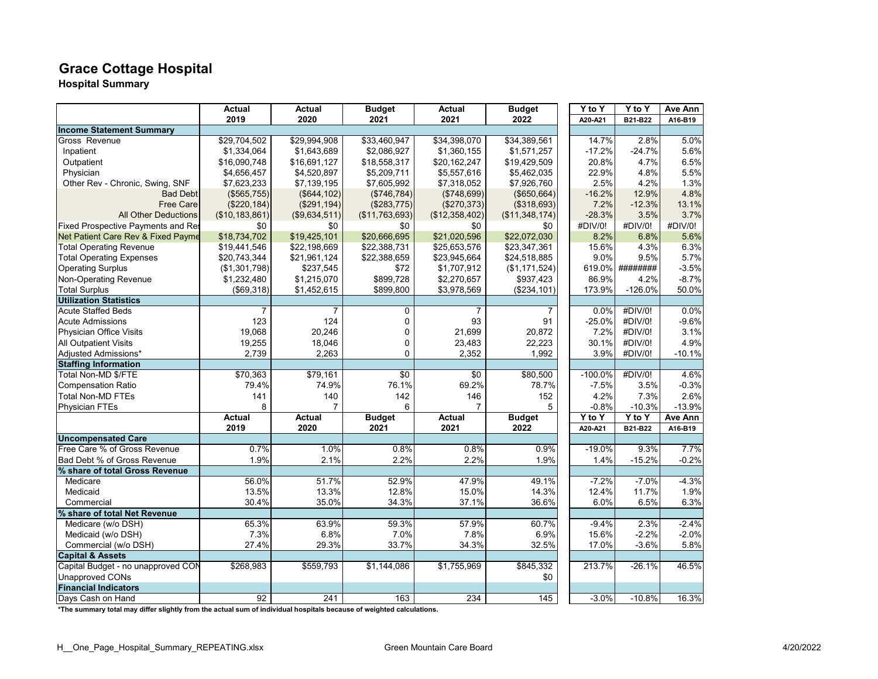# Grace Cottage Hospital

## Hospital Summary

| | Actual 2019 | Actual 2020 | Budget 2021 | Actual 2021 | Budget 2022 | Y to Y A20-A21 | Y to Y B21-B22 | Ave Ann A16-B19 |
|---|---|---|---|---|---|---|---|---|
| **Income Statement Summary** | | | | | | | | |
| Gross Revenue | $29,704,502 | $29,994,908 | $33,460,947 | $34,398,070 | $34,389,561 | 14.7% | 2.8% | 5.0% |
| Inpatient | $1,334,064 | $1,643,689 | $2,086,927 | $1,360,155 | $1,571,257 | -17.2% | -24.7% | 5.6% |
| Outpatient | $16,090,748 | $16,691,127 | $18,558,317 | $20,162,247 | $19,429,509 | 20.8% | 4.7% | 6.5% |
| Physician | $4,656,457 | $4,520,897 | $5,209,711 | $5,557,616 | $5,462,035 | 22.9% | 4.8% | 5.5% |
| Other Rev - Chronic, Swing, SNF | $7,623,233 | $7,139,195 | $7,605,992 | $7,318,052 | $7,926,760 | 2.5% | 4.2% | 1.3% |
| Bad Debt | ($565,755) | ($644,102) | ($746,784) | ($748,699) | ($650,664) | -16.2% | 12.9% | 4.8% |
| Free Care | ($220,184) | ($291,194) | ($283,775) | ($270,373) | ($318,693) | 7.2% | -12.3% | 13.1% |
| All Other Deductions | ($10,183,861) | ($9,634,511) | ($11,763,693) | ($12,358,402) | ($11,348,174) | -28.3% | 3.5% | 3.7% |
| Fixed Prospective Payments and Res | $0 | $0 | $0 | $0 | $0 | #DIV/0! | #DIV/0! | #DIV/0! |
| Net Patient Care Rev & Fixed Payme | $18,734,702 | $19,425,101 | $20,666,695 | $21,020,596 | $22,072,030 | 8.2% | 6.8% | 5.6% |
| Total Operating Revenue | $19,441,546 | $22,198,669 | $22,388,731 | $25,653,576 | $23,347,361 | 15.6% | 4.3% | 6.3% |
| Total Operating Expenses | $20,743,344 | $21,961,124 | $22,388,659 | $23,945,664 | $24,518,885 | 9.0% | 9.5% | 5.7% |
| Operating Surplus | ($1,301,798) | $237,545 | $72 | $1,707,912 | ($1,171,524) | 619.0% | ######## | -3.5% |
| Non-Operating Revenue | $1,232,480 | $1,215,070 | $899,728 | $2,270,657 | $937,423 | 86.9% | 4.2% | -8.7% |
| Total Surplus | ($69,318) | $1,452,615 | $899,800 | $3,978,569 | ($234,101) | 173.9% | -126.0% | 50.0% |
| **Utilization Statistics** | | | | | | | | |
| Acute Staffed Beds | 7 | 7 | 0 | 7 | 7 | 0.0% | #DIV/0! | 0.0% |
| Acute Admissions | 123 | 124 | 0 | 93 | 91 | -25.0% | #DIV/0! | -9.6% |
| Physician Office Visits | 19,068 | 20,246 | 0 | 21,699 | 20,872 | 7.2% | #DIV/0! | 3.1% |
| All Outpatient Visits | 19,255 | 18,046 | 0 | 23,483 | 22,223 | 30.1% | #DIV/0! | 4.9% |
| Adjusted Admissions* | 2,739 | 2,263 | 0 | 2,352 | 1,992 | 3.9% | #DIV/0! | -10.1% |
| **Staffing Information** | | | | | | | | |
| Total Non-MD $/FTE | $70,363 | $79,161 | $0 | $0 | $80,500 | -100.0% | #DIV/0! | 4.6% |
| Compensation Ratio | 79.4% | 74.9% | 76.1% | 69.2% | 78.7% | -7.5% | 3.5% | -0.3% |
| Total Non-MD FTEs | 141 | 140 | 142 | 146 | 152 | 4.2% | 7.3% | 2.6% |
| Physician FTEs | 8 | 7 | 6 | 7 | 5 | -0.8% | -10.3% | -13.9% |
| | **Actual 2019** | **Actual 2020** | **Budget 2021** | **Actual 2021** | **Budget 2022** | **Y to Y A20-A21** | **Y to Y B21-B22** | **Ave Ann A16-B19** |
| **Uncompensated Care** | | | | | | | | |
| Free Care % of Gross Revenue | 0.7% | 1.0% | 0.8% | 0.8% | 0.9% | -19.0% | 9.3% | 7.7% |
| Bad Debt % of Gross Revenue | 1.9% | 2.1% | 2.2% | 2.2% | 1.9% | 1.4% | -15.2% | -0.2% |
| **% share of total Gross Revenue** | | | | | | | | |
| Medicare | 56.0% | 51.7% | 52.9% | 47.9% | 49.1% | -7.2% | -7.0% | -4.3% |
| Medicaid | 13.5% | 13.3% | 12.8% | 15.0% | 14.3% | 12.4% | 11.7% | 1.9% |
| Commercial | 30.4% | 35.0% | 34.3% | 37.1% | 36.6% | 6.0% | 6.5% | 6.3% |
| **% share of total Net Revenue** | | | | | | | | |
| Medicare (w/o DSH) | 65.3% | 63.9% | 59.3% | 57.9% | 60.7% | -9.4% | 2.3% | -2.4% |
| Medicaid (w/o DSH) | 7.3% | 6.8% | 7.0% | 7.8% | 6.9% | 15.6% | -2.2% | -2.0% |
| Commercial (w/o DSH) | 27.4% | 29.3% | 33.7% | 34.3% | 32.5% | 17.0% | -3.6% | 5.8% |
| **Capital & Assets** | | | | | | | | |
| Capital Budget - no unapproved CON | $268,983 | $559,793 | $1,144,086 | $1,755,969 | $845,332 | 213.7% | -26.1% | 46.5% |
| Unapproved CONs | | | | | $0 | | | |
| **Financial Indicators** | | | | | | | | |
| Days Cash on Hand | 92 | 241 | 163 | 234 | 145 | -3.0% | -10.8% | 16.3% |

**\*The summary total may differ slightly from the actual sum of individual hospitals because of weighted calculations.**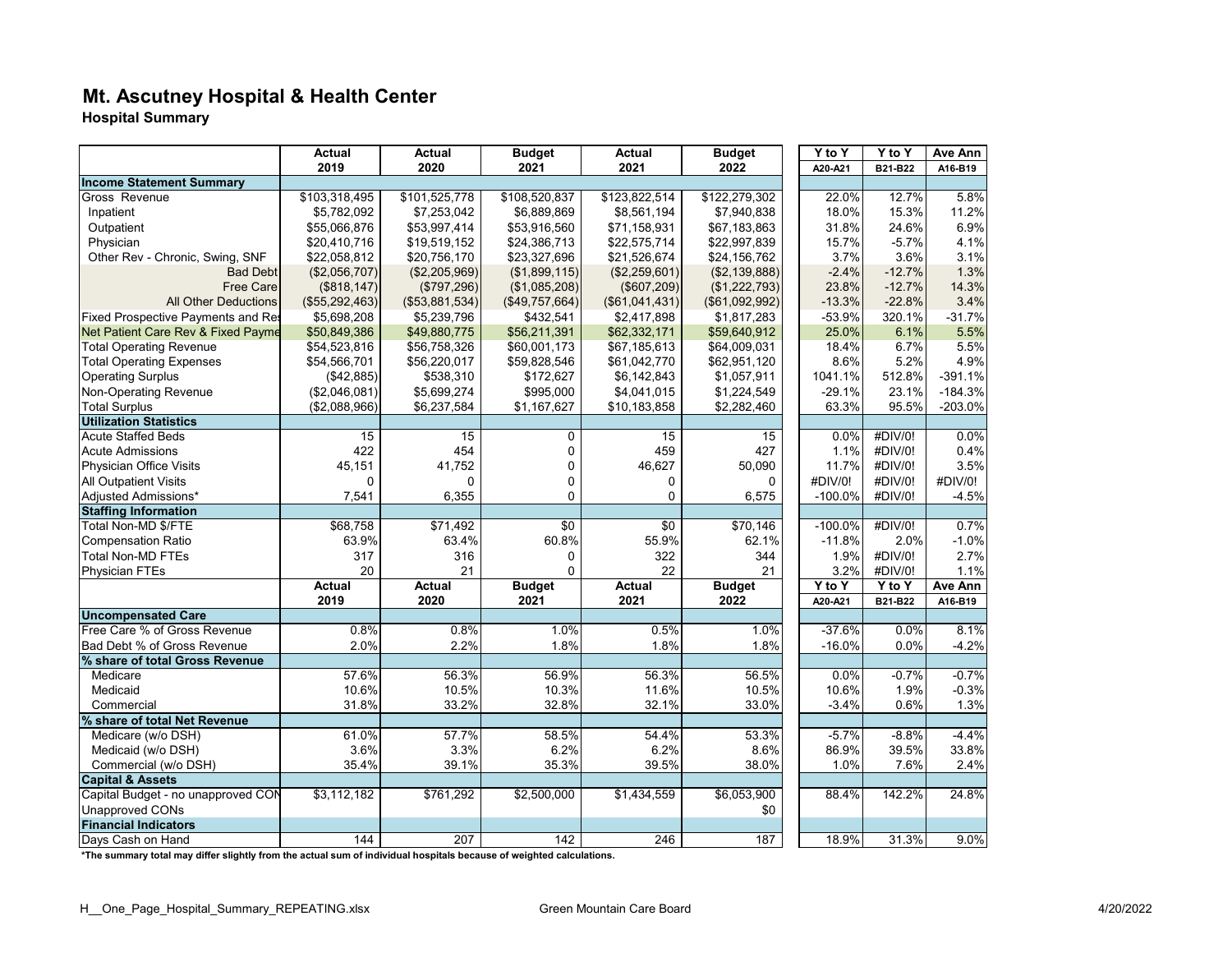# Mt. Ascutney Hospital & Health Center

**Hospital Summary**

| | Actual 2019 | Actual 2020 | Budget 2021 | Actual 2021 | Budget 2022 | Y to Y A20-A21 | Y to Y B21-B22 | Ave Ann A16-B19 |
|---|---|---|---|---|---|---|---|---|
| **Income Statement Summary** | | | | | | | | |
| Gross Revenue | $103,318,495 | $101,525,778 | $108,520,837 | $123,822,514 | $122,279,302 | 22.0% | 12.7% | 5.8% |
| Inpatient | $5,782,092 | $7,253,042 | $6,889,869 | $8,561,194 | $7,940,838 | 18.0% | 15.3% | 11.2% |
| Outpatient | $55,066,876 | $53,997,414 | $53,916,560 | $71,158,931 | $67,183,863 | 31.8% | 24.6% | 6.9% |
| Physician | $20,410,716 | $19,519,152 | $24,386,713 | $22,575,714 | $22,997,839 | 15.7% | -5.7% | 4.1% |
| Other Rev - Chronic, Swing, SNF | $22,058,812 | $20,756,170 | $23,327,696 | $21,526,674 | $24,156,762 | 3.7% | 3.6% | 3.1% |
| Bad Debt | ($2,056,707) | ($2,205,969) | ($1,899,115) | ($2,259,601) | ($2,139,888) | -2.4% | -12.7% | 1.3% |
| Free Care | ($818,147) | ($797,296) | ($1,085,208) | ($607,209) | ($1,222,793) | 23.8% | -12.7% | 14.3% |
| All Other Deductions | ($55,292,463) | ($53,881,534) | ($49,757,664) | ($61,041,431) | ($61,092,992) | -13.3% | -22.8% | 3.4% |
| Fixed Prospective Payments and Res | $5,698,208 | $5,239,796 | $432,541 | $2,417,898 | $1,817,283 | -53.9% | 320.1% | -31.7% |
| Net Patient Care Rev & Fixed Payme | $50,849,386 | $49,880,775 | $56,211,391 | $62,332,171 | $59,640,912 | 25.0% | 6.1% | 5.5% |
| Total Operating Revenue | $54,523,816 | $56,758,326 | $60,001,173 | $67,185,613 | $64,009,031 | 18.4% | 6.7% | 5.5% |
| Total Operating Expenses | $54,566,701 | $56,220,017 | $59,828,546 | $61,042,770 | $62,951,120 | 8.6% | 5.2% | 4.9% |
| Operating Surplus | ($42,885) | $538,310 | $172,627 | $6,142,843 | $1,057,911 | 1041.1% | 512.8% | -391.1% |
| Non-Operating Revenue | ($2,046,081) | $5,699,274 | $995,000 | $4,041,015 | $1,224,549 | -29.1% | 23.1% | -184.3% |
| Total Surplus | ($2,088,966) | $6,237,584 | $1,167,627 | $10,183,858 | $2,282,460 | 63.3% | 95.5% | -203.0% |
| **Utilization Statistics** | | | | | | | | |
| Acute Staffed Beds | 15 | 15 | 0 | 15 | 15 | 0.0% | #DIV/0! | 0.0% |
| Acute Admissions | 422 | 454 | 0 | 459 | 427 | 1.1% | #DIV/0! | 0.4% |
| Physician Office Visits | 45,151 | 41,752 | 0 | 46,627 | 50,090 | 11.7% | #DIV/0! | 3.5% |
| All Outpatient Visits | 0 | 0 | 0 | 0 | 0 | #DIV/0! | #DIV/0! | #DIV/0! |
| Adjusted Admissions* | 7,541 | 6,355 | 0 | 0 | 6,575 | -100.0% | #DIV/0! | -4.5% |
| **Staffing Information** | | | | | | | | |
| Total Non-MD $/FTE | $68,758 | $71,492 | $0 | $0 | $70,146 | -100.0% | #DIV/0! | 0.7% |
| Compensation Ratio | 63.9% | 63.4% | 60.8% | 55.9% | 62.1% | -11.8% | 2.0% | -1.0% |
| Total Non-MD FTEs | 317 | 316 | 0 | 322 | 344 | 1.9% | #DIV/0! | 2.7% |
| Physician FTEs | 20 | 21 | 0 | 22 | 21 | 3.2% | #DIV/0! | 1.1% |
| | **Actual 2019** | **Actual 2020** | **Budget 2021** | **Actual 2021** | **Budget 2022** | **Y to Y A20-A21** | **Y to Y B21-B22** | **Ave Ann A16-B19** |
| **Uncompensated Care** | | | | | | | | |
| Free Care % of Gross Revenue | 0.8% | 0.8% | 1.0% | 0.5% | 1.0% | -37.6% | 0.0% | 8.1% |
| Bad Debt % of Gross Revenue | 2.0% | 2.2% | 1.8% | 1.8% | 1.8% | -16.0% | 0.0% | -4.2% |
| **% share of total Gross Revenue** | | | | | | | | |
| Medicare | 57.6% | 56.3% | 56.9% | 56.3% | 56.5% | 0.0% | -0.7% | -0.7% |
| Medicaid | 10.6% | 10.5% | 10.3% | 11.6% | 10.5% | 10.6% | 1.9% | -0.3% |
| Commercial | 31.8% | 33.2% | 32.8% | 32.1% | 33.0% | -3.4% | 0.6% | 1.3% |
| **% share of total Net Revenue** | | | | | | | | |
| Medicare (w/o DSH) | 61.0% | 57.7% | 58.5% | 54.4% | 53.3% | -5.7% | -8.8% | -4.4% |
| Medicaid (w/o DSH) | 3.6% | 3.3% | 6.2% | 6.2% | 8.6% | 86.9% | 39.5% | 33.8% |
| Commercial (w/o DSH) | 35.4% | 39.1% | 35.3% | 39.5% | 38.0% | 1.0% | 7.6% | 2.4% |
| **Capital & Assets** | | | | | | | | |
| Capital Budget - no unapproved CON | $3,112,182 | $761,292 | $2,500,000 | $1,434,559 | $6,053,900 | 88.4% | 142.2% | 24.8% |
| Unapproved CONs | | | | | $0 | | | |
| **Financial Indicators** | | | | | | | | |
| Days Cash on Hand | 144 | 207 | 142 | 246 | 187 | 18.9% | 31.3% | 9.0% |

***The summary total may differ slightly from the actual sum of individual hospitals because of weighted calculations.**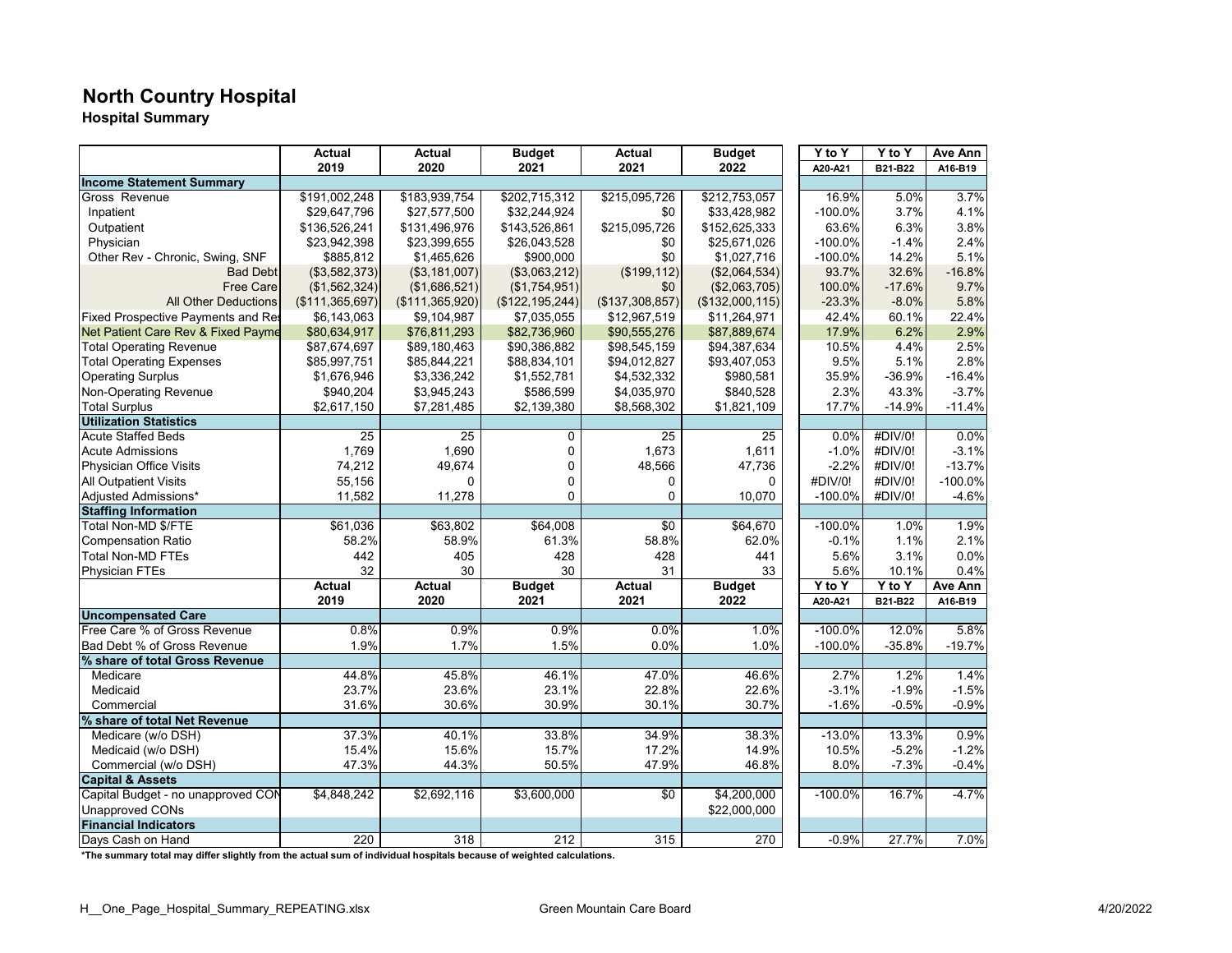# North Country Hospital

## Hospital Summary

| | Actual 2019 | Actual 2020 | Budget 2021 | Actual 2021 | Budget 2022 | Y to Y A20-A21 | Y to Y B21-B22 | Ave Ann A16-B19 |
|---|---|---|---|---|---|---|---|---|
| **Income Statement Summary** | | | | | | | | |
| Gross Revenue | $191,002,248 | $183,939,754 | $202,715,312 | $215,095,726 | $212,753,057 | 16.9% | 5.0% | 3.7% |
| Inpatient | $29,647,796 | $27,577,500 | $32,244,924 | $0 | $33,428,982 | -100.0% | 3.7% | 4.1% |
| Outpatient | $136,526,241 | $131,496,976 | $143,526,861 | $215,095,726 | $152,625,333 | 63.6% | 6.3% | 3.8% |
| Physician | $23,942,398 | $23,399,655 | $26,043,528 | $0 | $25,671,026 | -100.0% | -1.4% | 2.4% |
| Other Rev - Chronic, Swing, SNF | $885,812 | $1,465,626 | $900,000 | $0 | $1,027,716 | -100.0% | 14.2% | 5.1% |
| Bad Debt | ($3,582,373) | ($3,181,007) | ($3,063,212) | ($199,112) | ($2,064,534) | 93.7% | 32.6% | -16.8% |
| Free Care | ($1,562,324) | ($1,686,521) | ($1,754,951) | $0 | ($2,063,705) | 100.0% | -17.6% | 9.7% |
| All Other Deductions | ($111,365,697) | ($111,365,920) | ($122,195,244) | ($137,308,857) | ($132,000,115) | -23.3% | -8.0% | 5.8% |
| Fixed Prospective Payments and Res | $6,143,063 | $9,104,987 | $7,035,055 | $12,967,519 | $11,264,971 | 42.4% | 60.1% | 22.4% |
| Net Patient Care Rev & Fixed Payme | $80,634,917 | $76,811,293 | $82,736,960 | $90,555,276 | $87,889,674 | 17.9% | 6.2% | 2.9% |
| Total Operating Revenue | $87,674,697 | $89,180,463 | $90,386,882 | $98,545,159 | $94,387,634 | 10.5% | 4.4% | 2.5% |
| Total Operating Expenses | $85,997,751 | $85,844,221 | $88,834,101 | $94,012,827 | $93,407,053 | 9.5% | 5.1% | 2.8% |
| Operating Surplus | $1,676,946 | $3,336,242 | $1,552,781 | $4,532,332 | $980,581 | 35.9% | -36.9% | -16.4% |
| Non-Operating Revenue | $940,204 | $3,945,243 | $586,599 | $4,035,970 | $840,528 | 2.3% | 43.3% | -3.7% |
| Total Surplus | $2,617,150 | $7,281,485 | $2,139,380 | $8,568,302 | $1,821,109 | 17.7% | -14.9% | -11.4% |
| **Utilization Statistics** | | | | | | | | |
| Acute Staffed Beds | 25 | 25 | 0 | 25 | 25 | 0.0% | #DIV/0! | 0.0% |
| Acute Admissions | 1,769 | 1,690 | 0 | 1,673 | 1,611 | -1.0% | #DIV/0! | -3.1% |
| Physician Office Visits | 74,212 | 49,674 | 0 | 48,566 | 47,736 | -2.2% | #DIV/0! | -13.7% |
| All Outpatient Visits | 55,156 | 0 | 0 | 0 | 0 | #DIV/0! | #DIV/0! | -100.0% |
| Adjusted Admissions* | 11,582 | 11,278 | 0 | 0 | 10,070 | -100.0% | #DIV/0! | -4.6% |
| **Staffing Information** | | | | | | | | |
| Total Non-MD $/FTE | $61,036 | $63,802 | $64,008 | $0 | $64,670 | -100.0% | 1.0% | 1.9% |
| Compensation Ratio | 58.2% | 58.9% | 61.3% | 58.8% | 62.0% | -0.1% | 1.1% | 2.1% |
| Total Non-MD FTEs | 442 | 405 | 428 | 428 | 441 | 5.6% | 3.1% | 0.0% |
| Physician FTEs | 32 | 30 | 30 | 31 | 33 | 5.6% | 10.1% | 0.4% |
| | **Actual 2019** | **Actual 2020** | **Budget 2021** | **Actual 2021** | **Budget 2022** | **Y to Y A20-A21** | **Y to Y B21-B22** | **Ave Ann A16-B19** |
| **Uncompensated Care** | | | | | | | | |
| Free Care % of Gross Revenue | 0.8% | 0.9% | 0.9% | 0.0% | 1.0% | -100.0% | 12.0% | 5.8% |
| Bad Debt % of Gross Revenue | 1.9% | 1.7% | 1.5% | 0.0% | 1.0% | -100.0% | -35.8% | -19.7% |
| **% share of total Gross Revenue** | | | | | | | | |
| Medicare | 44.8% | 45.8% | 46.1% | 47.0% | 46.6% | 2.7% | 1.2% | 1.4% |
| Medicaid | 23.7% | 23.6% | 23.1% | 22.8% | 22.6% | -3.1% | -1.9% | -1.5% |
| Commercial | 31.6% | 30.6% | 30.9% | 30.1% | 30.7% | -1.6% | -0.5% | -0.9% |
| **% share of total Net Revenue** | | | | | | | | |
| Medicare (w/o DSH) | 37.3% | 40.1% | 33.8% | 34.9% | 38.3% | -13.0% | 13.3% | 0.9% |
| Medicaid (w/o DSH) | 15.4% | 15.6% | 15.7% | 17.2% | 14.9% | 10.5% | -5.2% | -1.2% |
| Commercial (w/o DSH) | 47.3% | 44.3% | 50.5% | 47.9% | 46.8% | 8.0% | -7.3% | -0.4% |
| **Capital & Assets** | | | | | | | | |
| Capital Budget - no unapproved CON | $4,848,242 | $2,692,116 | $3,600,000 | $0 | $4,200,000 | -100.0% | 16.7% | -4.7% |
| Unapproved CONs | | | | | $22,000,000 | | | |
| **Financial Indicators** | | | | | | | | |
| Days Cash on Hand | 220 | 318 | 212 | 315 | 270 | -0.9% | 27.7% | 7.0% |

**\*The summary total may differ slightly from the actual sum of individual hospitals because of weighted calculations.**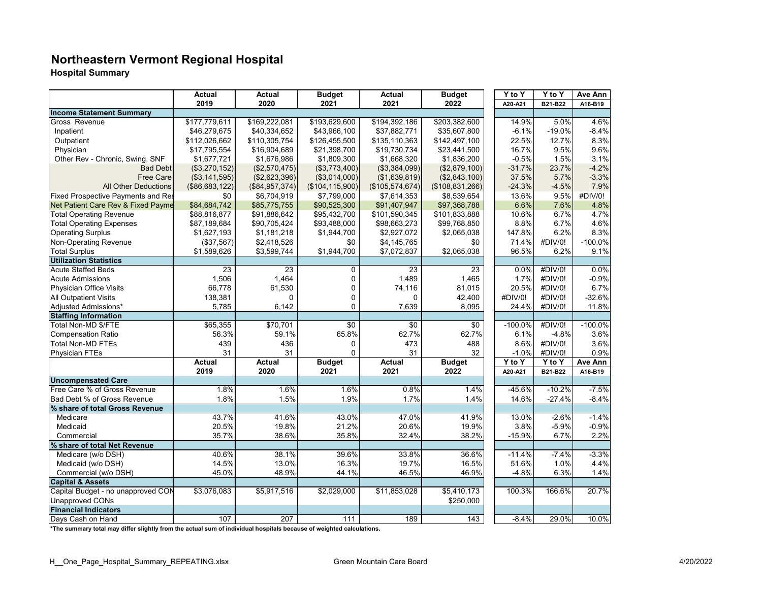# Northeastern Vermont Regional Hospital

**Hospital Summary**

| | Actual 2019 | Actual 2020 | Budget 2021 | Actual 2021 | Budget 2022 | Y to Y A20-A21 | Y to Y B21-B22 | Ave Ann A16-B19 |
|---|---|---|---|---|---|---|---|---|
| **Income Statement Summary** | | | | | | | | |
| Gross Revenue | $177,779,611 | $169,222,081 | $193,629,600 | $194,392,186 | $203,382,600 | 14.9% | 5.0% | 4.6% |
| Inpatient | $46,279,675 | $40,334,652 | $43,966,100 | $37,882,771 | $35,607,800 | -6.1% | -19.0% | -8.4% |
| Outpatient | $112,026,662 | $110,305,754 | $126,455,500 | $135,110,363 | $142,497,100 | 22.5% | 12.7% | 8.3% |
| Physician | $17,795,554 | $16,904,689 | $21,398,700 | $19,730,734 | $23,441,500 | 16.7% | 9.5% | 9.6% |
| Other Rev - Chronic, Swing, SNF | $1,677,721 | $1,676,986 | $1,809,300 | $1,668,320 | $1,836,200 | -0.5% | 1.5% | 3.1% |
| Bad Debt | ($3,270,152) | ($2,570,475) | ($3,773,400) | ($3,384,099) | ($2,879,100) | -31.7% | 23.7% | -4.2% |
| Free Care | ($3,141,595) | ($2,623,396) | ($3,014,000) | ($1,639,819) | ($2,843,100) | 37.5% | 5.7% | -3.3% |
| All Other Deductions | ($86,683,122) | ($84,957,374) | ($104,115,900) | ($105,574,674) | ($108,831,266) | -24.3% | -4.5% | 7.9% |
| Fixed Prospective Payments and Res | $0 | $6,704,919 | $7,799,000 | $7,614,353 | $8,539,654 | 13.6% | 9.5% | #DIV/0! |
| Net Patient Care Rev & Fixed Payme | $84,684,742 | $85,775,755 | $90,525,300 | $91,407,947 | $97,368,788 | 6.6% | 7.6% | 4.8% |
| Total Operating Revenue | $88,816,877 | $91,886,642 | $95,432,700 | $101,590,345 | $101,833,888 | 10.6% | 6.7% | 4.7% |
| Total Operating Expenses | $87,189,684 | $90,705,424 | $93,488,000 | $98,663,273 | $99,768,850 | 8.8% | 6.7% | 4.6% |
| Operating Surplus | $1,627,193 | $1,181,218 | $1,944,700 | $2,927,072 | $2,065,038 | 147.8% | 6.2% | 8.3% |
| Non-Operating Revenue | ($37,567) | $2,418,526 | $0 | $4,145,765 | $0 | 71.4% | #DIV/0! | -100.0% |
| Total Surplus | $1,589,626 | $3,599,744 | $1,944,700 | $7,072,837 | $2,065,038 | 96.5% | 6.2% | 9.1% |
| **Utilization Statistics** | | | | | | | | |
| Acute Staffed Beds | 23 | 23 | 0 | 23 | 23 | 0.0% | #DIV/0! | 0.0% |
| Acute Admissions | 1,506 | 1,464 | 0 | 1,489 | 1,465 | 1.7% | #DIV/0! | -0.9% |
| Physician Office Visits | 66,778 | 61,530 | 0 | 74,116 | 81,015 | 20.5% | #DIV/0! | 6.7% |
| All Outpatient Visits | 138,381 | 0 | 0 | 0 | 42,400 | #DIV/0! | #DIV/0! | -32.6% |
| Adjusted Admissions* | 5,785 | 6,142 | 0 | 7,639 | 8,095 | 24.4% | #DIV/0! | 11.8% |
| **Staffing Information** | | | | | | | | |
| Total Non-MD $/FTE | $65,355 | $70,701 | $0 | $0 | $0 | -100.0% | #DIV/0! | -100.0% |
| Compensation Ratio | 56.3% | 59.1% | 65.8% | 62.7% | 62.7% | 6.1% | -4.8% | 3.6% |
| Total Non-MD FTEs | 439 | 436 | 0 | 473 | 488 | 8.6% | #DIV/0! | 3.6% |
| Physician FTEs | 31 | 31 | 0 | 31 | 32 | -1.0% | #DIV/0! | 0.9% |
| | **Actual 2019** | **Actual 2020** | **Budget 2021** | **Actual 2021** | **Budget 2022** | **Y to Y A20-A21** | **Y to Y B21-B22** | **Ave Ann A16-B19** |
| **Uncompensated Care** | | | | | | | | |
| Free Care % of Gross Revenue | 1.8% | 1.6% | 1.6% | 0.8% | 1.4% | -45.6% | -10.2% | -7.5% |
| Bad Debt % of Gross Revenue | 1.8% | 1.5% | 1.9% | 1.7% | 1.4% | 14.6% | -27.4% | -8.4% |
| **% share of total Gross Revenue** | | | | | | | | |
| Medicare | 43.7% | 41.6% | 43.0% | 47.0% | 41.9% | 13.0% | -2.6% | -1.4% |
| Medicaid | 20.5% | 19.8% | 21.2% | 20.6% | 19.9% | 3.8% | -5.9% | -0.9% |
| Commercial | 35.7% | 38.6% | 35.8% | 32.4% | 38.2% | -15.9% | 6.7% | 2.2% |
| **% share of total Net Revenue** | | | | | | | | |
| Medicare (w/o DSH) | 40.6% | 38.1% | 39.6% | 33.8% | 36.6% | -11.4% | -7.4% | -3.3% |
| Medicaid (w/o DSH) | 14.5% | 13.0% | 16.3% | 19.7% | 16.5% | 51.6% | 1.0% | 4.4% |
| Commercial (w/o DSH) | 45.0% | 48.9% | 44.1% | 46.5% | 46.9% | -4.8% | 6.3% | 1.4% |
| **Capital & Assets** | | | | | | | | |
| Capital Budget - no unapproved CON | $3,076,083 | $5,917,516 | $2,029,000 | $11,853,028 | $5,410,173 | 100.3% | 166.6% | 20.7% |
| Unapproved CONs | | | | | $250,000 | | | |
| **Financial Indicators** | | | | | | | | |
| Days Cash on Hand | 107 | 207 | 111 | 189 | 143 | -8.4% | 29.0% | 10.0% |

**\*The summary total may differ slightly from the actual sum of individual hospitals because of weighted calculations.**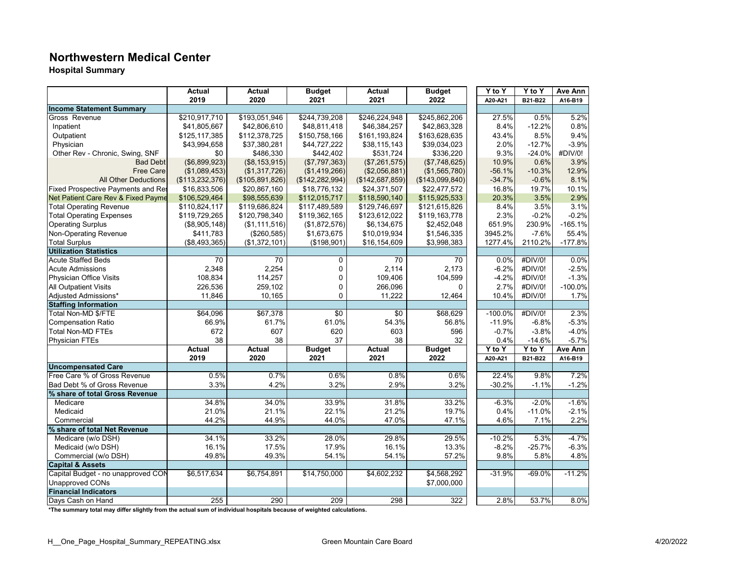# Northwestern Medical Center

## Hospital Summary

| | Actual 2019 | Actual 2020 | Budget 2021 | Actual 2021 | Budget 2022 | Y to Y A20-A21 | Y to Y B21-B22 | Ave Ann A16-B19 |
|---|---|---|---|---|---|---|---|---|
| **Income Statement Summary** | | | | | | | | |
| Gross Revenue | $210,917,710 | $193,051,946 | $244,739,208 | $246,224,948 | $245,862,206 | 27.5% | 0.5% | 5.2% |
| Inpatient | $41,805,667 | $42,806,610 | $48,811,418 | $46,384,257 | $42,863,328 | 8.4% | -12.2% | 0.8% |
| Outpatient | $125,117,385 | $112,378,725 | $150,758,166 | $161,193,824 | $163,628,635 | 43.4% | 8.5% | 9.4% |
| Physician | $43,994,658 | $37,380,281 | $44,727,222 | $38,115,143 | $39,034,023 | 2.0% | -12.7% | -3.9% |
| Other Rev - Chronic, Swing, SNF | $0 | $486,330 | $442,402 | $531,724 | $336,220 | 9.3% | -24.0% | #DIV/0! |
| Bad Debt | ($6,899,923) | ($8,153,915) | ($7,797,363) | ($7,261,575) | ($7,748,625) | 10.9% | 0.6% | 3.9% |
| Free Care | ($1,089,453) | ($1,317,726) | ($1,419,266) | ($2,056,881) | ($1,565,780) | -56.1% | -10.3% | 12.9% |
| All Other Deductions | ($113,232,376) | ($105,891,826) | ($142,282,994) | ($142,687,859) | ($143,099,840) | -34.7% | -0.6% | 8.1% |
| Fixed Prospective Payments and Res | $16,833,506 | $20,867,160 | $18,776,132 | $24,371,507 | $22,477,572 | 16.8% | 19.7% | 10.1% |
| Net Patient Care Rev & Fixed Payme | $106,529,464 | $98,555,639 | $112,015,717 | $118,590,140 | $115,925,533 | 20.3% | 3.5% | 2.9% |
| Total Operating Revenue | $110,824,117 | $119,686,824 | $117,489,589 | $129,746,697 | $121,615,826 | 8.4% | 3.5% | 3.1% |
| Total Operating Expenses | $119,729,265 | $120,798,340 | $119,362,165 | $123,612,022 | $119,163,778 | 2.3% | -0.2% | -0.2% |
| Operating Surplus | ($8,905,148) | ($1,111,516) | ($1,872,576) | $6,134,675 | $2,452,048 | 651.9% | 230.9% | -165.1% |
| Non-Operating Revenue | $411,783 | ($260,585) | $1,673,675 | $10,019,934 | $1,546,335 | 3945.2% | -7.6% | 55.4% |
| Total Surplus | ($8,493,365) | ($1,372,101) | ($198,901) | $16,154,609 | $3,998,383 | 1277.4% | 2110.2% | -177.8% |
| **Utilization Statistics** | | | | | | | | |
| Acute Staffed Beds | 70 | 70 | 0 | 70 | 70 | 0.0% | #DIV/0! | 0.0% |
| Acute Admissions | 2,348 | 2,254 | 0 | 2,114 | 2,173 | -6.2% | #DIV/0! | -2.5% |
| Physician Office Visits | 108,834 | 114,257 | 0 | 109,406 | 104,599 | -4.2% | #DIV/0! | -1.3% |
| All Outpatient Visits | 226,536 | 259,102 | 0 | 266,096 | 0 | 2.7% | #DIV/0! | -100.0% |
| Adjusted Admissions* | 11,846 | 10,165 | 0 | 11,222 | 12,464 | 10.4% | #DIV/0! | 1.7% |
| **Staffing Information** | | | | | | | | |
| Total Non-MD $/FTE | $64,096 | $67,378 | $0 | $0 | $68,629 | -100.0% | #DIV/0! | 2.3% |
| Compensation Ratio | 66.9% | 61.7% | 61.0% | 54.3% | 56.8% | -11.9% | -6.8% | -5.3% |
| Total Non-MD FTEs | 672 | 607 | 620 | 603 | 596 | -0.7% | -3.8% | -4.0% |
| Physician FTEs | 38 | 38 | 37 | 38 | 32 | 0.4% | -14.6% | -5.7% |
| | **Actual 2019** | **Actual 2020** | **Budget 2021** | **Actual 2021** | **Budget 2022** | **Y to Y A20-A21** | **Y to Y B21-B22** | **Ave Ann A16-B19** |
| **Uncompensated Care** | | | | | | | | |
| Free Care % of Gross Revenue | 0.5% | 0.7% | 0.6% | 0.8% | 0.6% | 22.4% | 9.8% | 7.2% |
| Bad Debt % of Gross Revenue | 3.3% | 4.2% | 3.2% | 2.9% | 3.2% | -30.2% | -1.1% | -1.2% |
| **% share of total Gross Revenue** | | | | | | | | |
| Medicare | 34.8% | 34.0% | 33.9% | 31.8% | 33.2% | -6.3% | -2.0% | -1.6% |
| Medicaid | 21.0% | 21.1% | 22.1% | 21.2% | 19.7% | 0.4% | -11.0% | -2.1% |
| Commercial | 44.2% | 44.9% | 44.0% | 47.0% | 47.1% | 4.6% | 7.1% | 2.2% |
| **% share of total Net Revenue** | | | | | | | | |
| Medicare (w/o DSH) | 34.1% | 33.2% | 28.0% | 29.8% | 29.5% | -10.2% | 5.3% | -4.7% |
| Medicaid (w/o DSH) | 16.1% | 17.5% | 17.9% | 16.1% | 13.3% | -8.2% | -25.7% | -6.3% |
| Commercial (w/o DSH) | 49.8% | 49.3% | 54.1% | 54.1% | 57.2% | 9.8% | 5.8% | 4.8% |
| **Capital & Assets** | | | | | | | | |
| Capital Budget - no unapproved CON | $6,517,634 | $6,754,891 | $14,750,000 | $4,602,232 | $4,568,292 | -31.9% | -69.0% | -11.2% |
| Unapproved CONs | | | | | $7,000,000 | | | |
| **Financial Indicators** | | | | | | | | |
| Days Cash on Hand | 255 | 290 | 209 | 298 | 322 | 2.8% | 53.7% | 8.0% |

**\*The summary total may differ slightly from the actual sum of individual hospitals because of weighted calculations.**

H__One_Page_Hospital_Summary_REPEATING.xlsx Green Mountain Care Board 4/20/2022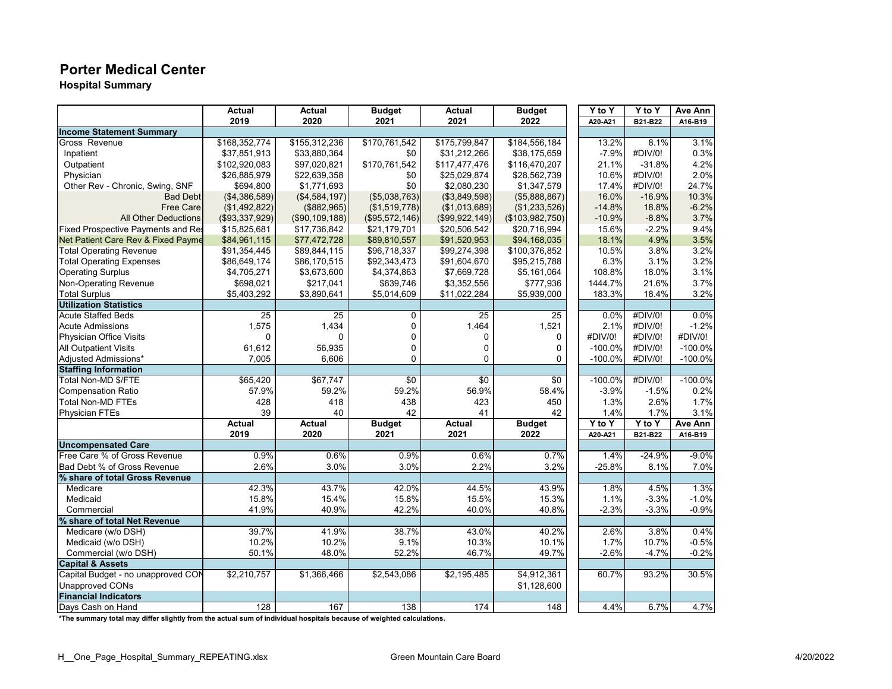# Porter Medical Center

## Hospital Summary

| | Actual 2019 | Actual 2020 | Budget 2021 | Actual 2021 | Budget 2022 | Y to Y A20-A21 | Y to Y B21-B22 | Ave Ann A16-B19 |
|---|---|---|---|---|---|---|---|---|
| **Income Statement Summary** | | | | | | | | |
| Gross Revenue | $168,352,774 | $155,312,236 | $170,761,542 | $175,799,847 | $184,556,184 | 13.2% | 8.1% | 3.1% |
| Inpatient | $37,851,913 | $33,880,364 | $0 | $31,212,266 | $38,175,659 | -7.9% | #DIV/0! | 0.3% |
| Outpatient | $102,920,083 | $97,020,821 | $170,761,542 | $117,477,476 | $116,470,207 | 21.1% | -31.8% | 4.2% |
| Physician | $26,885,979 | $22,639,358 | $0 | $25,029,874 | $28,562,739 | 10.6% | #DIV/0! | 2.0% |
| Other Rev - Chronic, Swing, SNF | $694,800 | $1,771,693 | $0 | $2,080,230 | $1,347,579 | 17.4% | #DIV/0! | 24.7% |
| Bad Debt | ($4,386,589) | ($4,584,197) | ($5,038,763) | ($3,849,598) | ($5,888,867) | 16.0% | -16.9% | 10.3% |
| Free Care | ($1,492,822) | ($882,965) | ($1,519,778) | ($1,013,689) | ($1,233,526) | -14.8% | 18.8% | -6.2% |
| All Other Deductions | ($93,337,929) | ($90,109,188) | ($95,572,146) | ($99,922,149) | ($103,982,750) | -10.9% | -8.8% | 3.7% |
| Fixed Prospective Payments and Res | $15,825,681 | $17,736,842 | $21,179,701 | $20,506,542 | $20,716,994 | 15.6% | -2.2% | 9.4% |
| Net Patient Care Rev & Fixed Payme | $84,961,115 | $77,472,728 | $89,810,557 | $91,520,953 | $94,168,035 | 18.1% | 4.9% | 3.5% |
| Total Operating Revenue | $91,354,445 | $89,844,115 | $96,718,337 | $99,274,398 | $100,376,852 | 10.5% | 3.8% | 3.2% |
| Total Operating Expenses | $86,649,174 | $86,170,515 | $92,343,473 | $91,604,670 | $95,215,788 | 6.3% | 3.1% | 3.2% |
| Operating Surplus | $4,705,271 | $3,673,600 | $4,374,863 | $7,669,728 | $5,161,064 | 108.8% | 18.0% | 3.1% |
| Non-Operating Revenue | $698,021 | $217,041 | $639,746 | $3,352,556 | $777,936 | 1444.7% | 21.6% | 3.7% |
| Total Surplus | $5,403,292 | $3,890,641 | $5,014,609 | $11,022,284 | $5,939,000 | 183.3% | 18.4% | 3.2% |
| **Utilization Statistics** | | | | | | | | |
| Acute Staffed Beds | 25 | 25 | 0 | 25 | 25 | 0.0% | #DIV/0! | 0.0% |
| Acute Admissions | 1,575 | 1,434 | 0 | 1,464 | 1,521 | 2.1% | #DIV/0! | -1.2% |
| Physician Office Visits | 0 | 0 | 0 | 0 | 0 | #DIV/0! | #DIV/0! | #DIV/0! |
| All Outpatient Visits | 61,612 | 56,935 | 0 | 0 | 0 | -100.0% | #DIV/0! | -100.0% |
| Adjusted Admissions* | 7,005 | 6,606 | 0 | 0 | 0 | -100.0% | #DIV/0! | -100.0% |
| **Staffing Information** | | | | | | | | |
| Total Non-MD $/FTE | $65,420 | $67,747 | $0 | $0 | $0 | -100.0% | #DIV/0! | -100.0% |
| Compensation Ratio | 57.9% | 59.2% | 59.2% | 56.9% | 58.4% | -3.9% | -1.5% | 0.2% |
| Total Non-MD FTEs | 428 | 418 | 438 | 423 | 450 | 1.3% | 2.6% | 1.7% |
| Physician FTEs | 39 | 40 | 42 | 41 | 42 | 1.4% | 1.7% | 3.1% |
| | **Actual 2019** | **Actual 2020** | **Budget 2021** | **Actual 2021** | **Budget 2022** | **Y to Y A20-A21** | **Y to Y B21-B22** | **Ave Ann A16-B19** |
| **Uncompensated Care** | | | | | | | | |
| Free Care % of Gross Revenue | 0.9% | 0.6% | 0.9% | 0.6% | 0.7% | 1.4% | -24.9% | -9.0% |
| Bad Debt % of Gross Revenue | 2.6% | 3.0% | 3.0% | 2.2% | 3.2% | -25.8% | 8.1% | 7.0% |
| **% share of total Gross Revenue** | | | | | | | | |
| Medicare | 42.3% | 43.7% | 42.0% | 44.5% | 43.9% | 1.8% | 4.5% | 1.3% |
| Medicaid | 15.8% | 15.4% | 15.8% | 15.5% | 15.3% | 1.1% | -3.3% | -1.0% |
| Commercial | 41.9% | 40.9% | 42.2% | 40.0% | 40.8% | -2.3% | -3.3% | -0.9% |
| **% share of total Net Revenue** | | | | | | | | |
| Medicare (w/o DSH) | 39.7% | 41.9% | 38.7% | 43.0% | 40.2% | 2.6% | 3.8% | 0.4% |
| Medicaid (w/o DSH) | 10.2% | 10.2% | 9.1% | 10.3% | 10.1% | 1.7% | 10.7% | -0.5% |
| Commercial (w/o DSH) | 50.1% | 48.0% | 52.2% | 46.7% | 49.7% | -2.6% | -4.7% | -0.2% |
| **Capital & Assets** | | | | | | | | |
| Capital Budget - no unapproved CON | $2,210,757 | $1,366,466 | $2,543,086 | $2,195,485 | $4,912,361 | 60.7% | 93.2% | 30.5% |
| Unapproved CONs | | | | | $1,128,600 | | | |
| **Financial Indicators** | | | | | | | | |
| Days Cash on Hand | 128 | 167 | 138 | 174 | 148 | 4.4% | 6.7% | 4.7% |

**\*The summary total may differ slightly from the actual sum of individual hospitals because of weighted calculations.**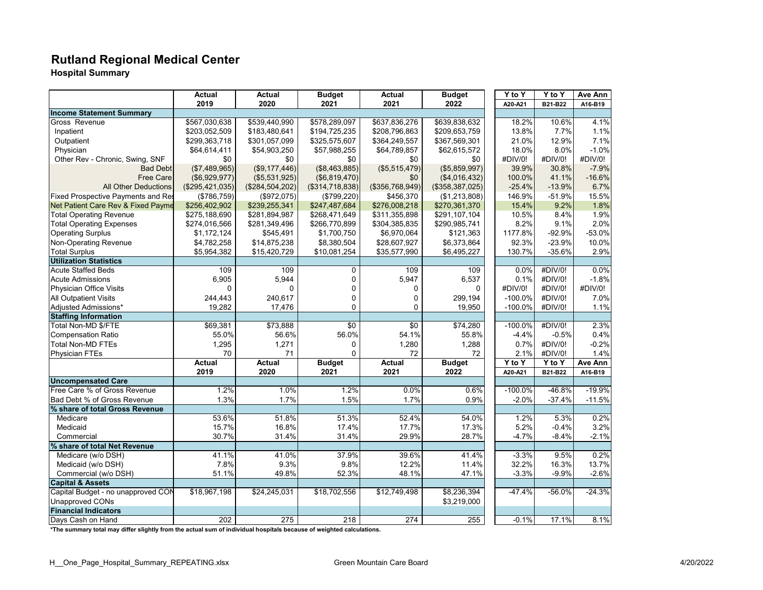# Rutland Regional Medical Center

**Hospital Summary**

| | Actual 2019 | Actual 2020 | Budget 2021 | Actual 2021 | Budget 2022 | Y to Y A20-A21 | Y to Y B21-B22 | Ave Ann A16-B19 |
|---|---|---|---|---|---|---|---|---|
| **Income Statement Summary** | | | | | | | | |
| Gross Revenue | $567,030,638 | $539,440,990 | $578,289,097 | $637,836,276 | $639,838,632 | 18.2% | 10.6% | 4.1% |
| Inpatient | $203,052,509 | $183,480,641 | $194,725,235 | $208,796,863 | $209,653,759 | 13.8% | 7.7% | 1.1% |
| Outpatient | $299,363,718 | $301,057,099 | $325,575,607 | $364,249,557 | $367,569,301 | 21.0% | 12.9% | 7.1% |
| Physician | $64,614,411 | $54,903,250 | $57,988,255 | $64,789,857 | $62,615,572 | 18.0% | 8.0% | -1.0% |
| Other Rev - Chronic, Swing, SNF | $0 | $0 | $0 | $0 | $0 | #DIV/0! | #DIV/0! | #DIV/0! |
| Bad Debt | ($7,489,965) | ($9,177,446) | ($8,463,885) | ($5,515,479) | ($5,859,997) | 39.9% | 30.8% | -7.9% |
| Free Care | ($6,929,977) | ($5,531,925) | ($6,819,470) | $0 | ($4,016,432) | 100.0% | 41.1% | -16.6% |
| All Other Deductions | ($295,421,035) | ($284,504,202) | ($314,718,838) | ($356,768,949) | ($358,387,025) | -25.4% | -13.9% | 6.7% |
| Fixed Prospective Payments and Res | ($786,759) | ($972,075) | ($799,220) | $456,370 | ($1,213,808) | 146.9% | -51.9% | 15.5% |
| Net Patient Care Rev & Fixed Payme | $256,402,902 | $239,255,341 | $247,487,684 | $276,008,218 | $270,361,370 | 15.4% | 9.2% | 1.8% |
| Total Operating Revenue | $275,188,690 | $281,894,987 | $268,471,649 | $311,355,898 | $291,107,104 | 10.5% | 8.4% | 1.9% |
| Total Operating Expenses | $274,016,566 | $281,349,496 | $266,770,899 | $304,385,835 | $290,985,741 | 8.2% | 9.1% | 2.0% |
| Operating Surplus | $1,172,124 | $545,491 | $1,700,750 | $6,970,064 | $121,363 | 1177.8% | -92.9% | -53.0% |
| Non-Operating Revenue | $4,782,258 | $14,875,238 | $8,380,504 | $28,607,927 | $6,373,864 | 92.3% | -23.9% | 10.0% |
| Total Surplus | $5,954,382 | $15,420,729 | $10,081,254 | $35,577,990 | $6,495,227 | 130.7% | -35.6% | 2.9% |
| **Utilization Statistics** | | | | | | | | |
| Acute Staffed Beds | 109 | 109 | 0 | 109 | 109 | 0.0% | #DIV/0! | 0.0% |
| Acute Admissions | 6,905 | 5,944 | 0 | 5,947 | 6,537 | 0.1% | #DIV/0! | -1.8% |
| Physician Office Visits | 0 | 0 | 0 | 0 | 0 | #DIV/0! | #DIV/0! | #DIV/0! |
| All Outpatient Visits | 244,443 | 240,617 | 0 | 0 | 299,194 | -100.0% | #DIV/0! | 7.0% |
| Adjusted Admissions* | 19,282 | 17,476 | 0 | 0 | 19,950 | -100.0% | #DIV/0! | 1.1% |
| **Staffing Information** | | | | | | | | |
| Total Non-MD $/FTE | $69,381 | $73,888 | $0 | $0 | $74,280 | -100.0% | #DIV/0! | 2.3% |
| Compensation Ratio | 55.0% | 56.6% | 56.0% | 54.1% | 55.8% | -4.4% | -0.5% | 0.4% |
| Total Non-MD FTEs | 1,295 | 1,271 | 0 | 1,280 | 1,288 | 0.7% | #DIV/0! | -0.2% |
| Physician FTEs | 70 | 71 | 0 | 72 | 72 | 2.1% | #DIV/0! | 1.4% |
| | **Actual 2019** | **Actual 2020** | **Budget 2021** | **Actual 2021** | **Budget 2022** | **Y to Y A20-A21** | **Y to Y B21-B22** | **Ave Ann A16-B19** |
| **Uncompensated Care** | | | | | | | | |
| Free Care % of Gross Revenue | 1.2% | 1.0% | 1.2% | 0.0% | 0.6% | -100.0% | -46.8% | -19.9% |
| Bad Debt % of Gross Revenue | 1.3% | 1.7% | 1.5% | 1.7% | 0.9% | -2.0% | -37.4% | -11.5% |
| **% share of total Gross Revenue** | | | | | | | | |
| Medicare | 53.6% | 51.8% | 51.3% | 52.4% | 54.0% | 1.2% | 5.3% | 0.2% |
| Medicaid | 15.7% | 16.8% | 17.4% | 17.7% | 17.3% | 5.2% | -0.4% | 3.2% |
| Commercial | 30.7% | 31.4% | 31.4% | 29.9% | 28.7% | -4.7% | -8.4% | -2.1% |
| **% share of total Net Revenue** | | | | | | | | |
| Medicare (w/o DSH) | 41.1% | 41.0% | 37.9% | 39.6% | 41.4% | -3.3% | 9.5% | 0.2% |
| Medicaid (w/o DSH) | 7.8% | 9.3% | 9.8% | 12.2% | 11.4% | 32.2% | 16.3% | 13.7% |
| Commercial (w/o DSH) | 51.1% | 49.8% | 52.3% | 48.1% | 47.1% | -3.3% | -9.9% | -2.6% |
| **Capital & Assets** | | | | | | | | |
| Capital Budget - no unapproved CON | $18,967,198 | $24,245,031 | $18,702,556 | $12,749,498 | $8,236,394 | -47.4% | -56.0% | -24.3% |
| Unapproved CONs | | | | | $3,219,000 | | | |
| **Financial Indicators** | | | | | | | | |
| Days Cash on Hand | 202 | 275 | 218 | 274 | 255 | -0.1% | 17.1% | 8.1% |

**\*The summary total may differ slightly from the actual sum of individual hospitals because of weighted calculations.**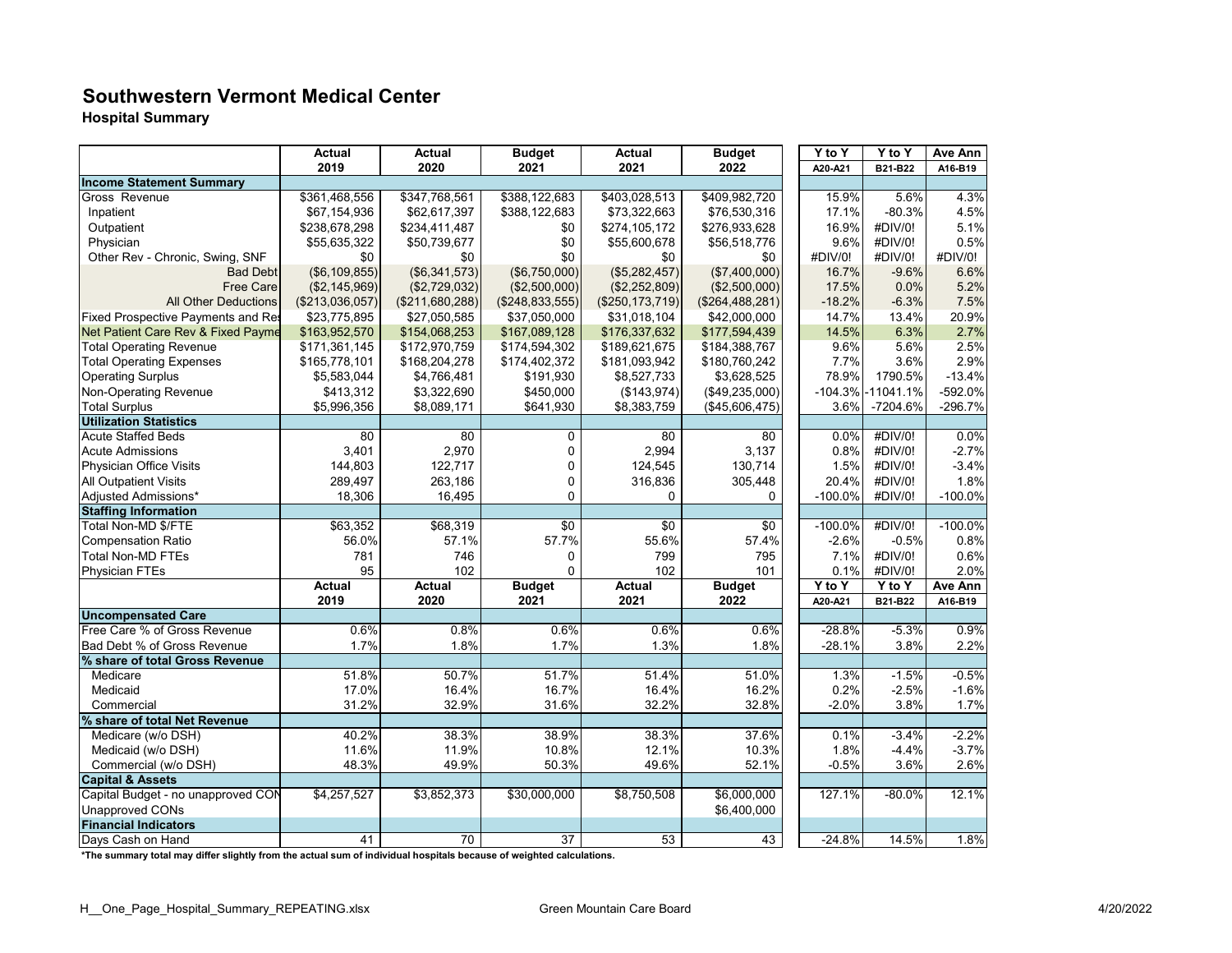# Southwestern Vermont Medical Center

## Hospital Summary

| | Actual 2019 | Actual 2020 | Budget 2021 | Actual 2021 | Budget 2022 | Y to Y A20-A21 | Y to Y B21-B22 | Ave Ann A16-B19 |
|---|---|---|---|---|---|---|---|---|
| **Income Statement Summary** | | | | | | | | |
| Gross Revenue | $361,468,556 | $347,768,561 | $388,122,683 | $403,028,513 | $409,982,720 | 15.9% | 5.6% | 4.3% |
| Inpatient | $67,154,936 | $62,617,397 | $388,122,683 | $73,322,663 | $76,530,316 | 17.1% | -80.3% | 4.5% |
| Outpatient | $238,678,298 | $234,411,487 | $0 | $274,105,172 | $276,933,628 | 16.9% | #DIV/0! | 5.1% |
| Physician | $55,635,322 | $50,739,677 | $0 | $55,600,678 | $56,518,776 | 9.6% | #DIV/0! | 0.5% |
| Other Rev - Chronic, Swing, SNF | $0 | $0 | $0 | $0 | $0 | #DIV/0! | #DIV/0! | #DIV/0! |
| Bad Debt | ($6,109,855) | ($6,341,573) | ($6,750,000) | ($5,282,457) | ($7,400,000) | 16.7% | -9.6% | 6.6% |
| Free Care | ($2,145,969) | ($2,729,032) | ($2,500,000) | ($2,252,809) | ($2,500,000) | 17.5% | 0.0% | 5.2% |
| All Other Deductions | ($213,036,057) | ($211,680,288) | ($248,833,555) | ($250,173,719) | ($264,488,281) | -18.2% | -6.3% | 7.5% |
| Fixed Prospective Payments and Res | $23,775,895 | $27,050,585 | $37,050,000 | $31,018,104 | $42,000,000 | 14.7% | 13.4% | 20.9% |
| Net Patient Care Rev & Fixed Payme | $163,952,570 | $154,068,253 | $167,089,128 | $176,337,632 | $177,594,439 | 14.5% | 6.3% | 2.7% |
| Total Operating Revenue | $171,361,145 | $172,970,759 | $174,594,302 | $189,621,675 | $184,388,767 | 9.6% | 5.6% | 2.5% |
| Total Operating Expenses | $165,778,101 | $168,204,278 | $174,402,372 | $181,093,942 | $180,760,242 | 7.7% | 3.6% | 2.9% |
| Operating Surplus | $5,583,044 | $4,766,481 | $191,930 | $8,527,733 | $3,628,525 | 78.9% | 1790.5% | -13.4% |
| Non-Operating Revenue | $413,312 | $3,322,690 | $450,000 | ($143,974) | ($49,235,000) | -104.3% | -11041.1% | -592.0% |
| Total Surplus | $5,996,356 | $8,089,171 | $641,930 | $8,383,759 | ($45,606,475) | 3.6% | -7204.6% | -296.7% |
| **Utilization Statistics** | | | | | | | | |
| Acute Staffed Beds | 80 | 80 | 0 | 80 | 80 | 0.0% | #DIV/0! | 0.0% |
| Acute Admissions | 3,401 | 2,970 | 0 | 2,994 | 3,137 | 0.8% | #DIV/0! | -2.7% |
| Physician Office Visits | 144,803 | 122,717 | 0 | 124,545 | 130,714 | 1.5% | #DIV/0! | -3.4% |
| All Outpatient Visits | 289,497 | 263,186 | 0 | 316,836 | 305,448 | 20.4% | #DIV/0! | 1.8% |
| Adjusted Admissions* | 18,306 | 16,495 | 0 | 0 | 0 | -100.0% | #DIV/0! | -100.0% |
| **Staffing Information** | | | | | | | | |
| Total Non-MD $/FTE | $63,352 | $68,319 | $0 | $0 | $0 | -100.0% | #DIV/0! | -100.0% |
| Compensation Ratio | 56.0% | 57.1% | 57.7% | 55.6% | 57.4% | -2.6% | -0.5% | 0.8% |
| Total Non-MD FTEs | 781 | 746 | 0 | 799 | 795 | 7.1% | #DIV/0! | 0.6% |
| Physician FTEs | 95 | 102 | 0 | 102 | 101 | 0.1% | #DIV/0! | 2.0% |
| | **Actual 2019** | **Actual 2020** | **Budget 2021** | **Actual 2021** | **Budget 2022** | **Y to Y A20-A21** | **Y to Y B21-B22** | **Ave Ann A16-B19** |
| **Uncompensated Care** | | | | | | | | |
| Free Care % of Gross Revenue | 0.6% | 0.8% | 0.6% | 0.6% | 0.6% | -28.8% | -5.3% | 0.9% |
| Bad Debt % of Gross Revenue | 1.7% | 1.8% | 1.7% | 1.3% | 1.8% | -28.1% | 3.8% | 2.2% |
| **% share of total Gross Revenue** | | | | | | | | |
| Medicare | 51.8% | 50.7% | 51.7% | 51.4% | 51.0% | 1.3% | -1.5% | -0.5% |
| Medicaid | 17.0% | 16.4% | 16.7% | 16.4% | 16.2% | 0.2% | -2.5% | -1.6% |
| Commercial | 31.2% | 32.9% | 31.6% | 32.2% | 32.8% | -2.0% | 3.8% | 1.7% |
| **% share of total Net Revenue** | | | | | | | | |
| Medicare (w/o DSH) | 40.2% | 38.3% | 38.9% | 38.3% | 37.6% | 0.1% | -3.4% | -2.2% |
| Medicaid (w/o DSH) | 11.6% | 11.9% | 10.8% | 12.1% | 10.3% | 1.8% | -4.4% | -3.7% |
| Commercial (w/o DSH) | 48.3% | 49.9% | 50.3% | 49.6% | 52.1% | -0.5% | 3.6% | 2.6% |
| **Capital & Assets** | | | | | | | | |
| Capital Budget - no unapproved CON | $4,257,527 | $3,852,373 | $30,000,000 | $8,750,508 | $6,000,000 | 127.1% | -80.0% | 12.1% |
| Unapproved CONs | | | | | $6,400,000 | | | |
| **Financial Indicators** | | | | | | | | |
| Days Cash on Hand | 41 | 70 | 37 | 53 | 43 | -24.8% | 14.5% | 1.8% |

**\*The summary total may differ slightly from the actual sum of individual hospitals because of weighted calculations.**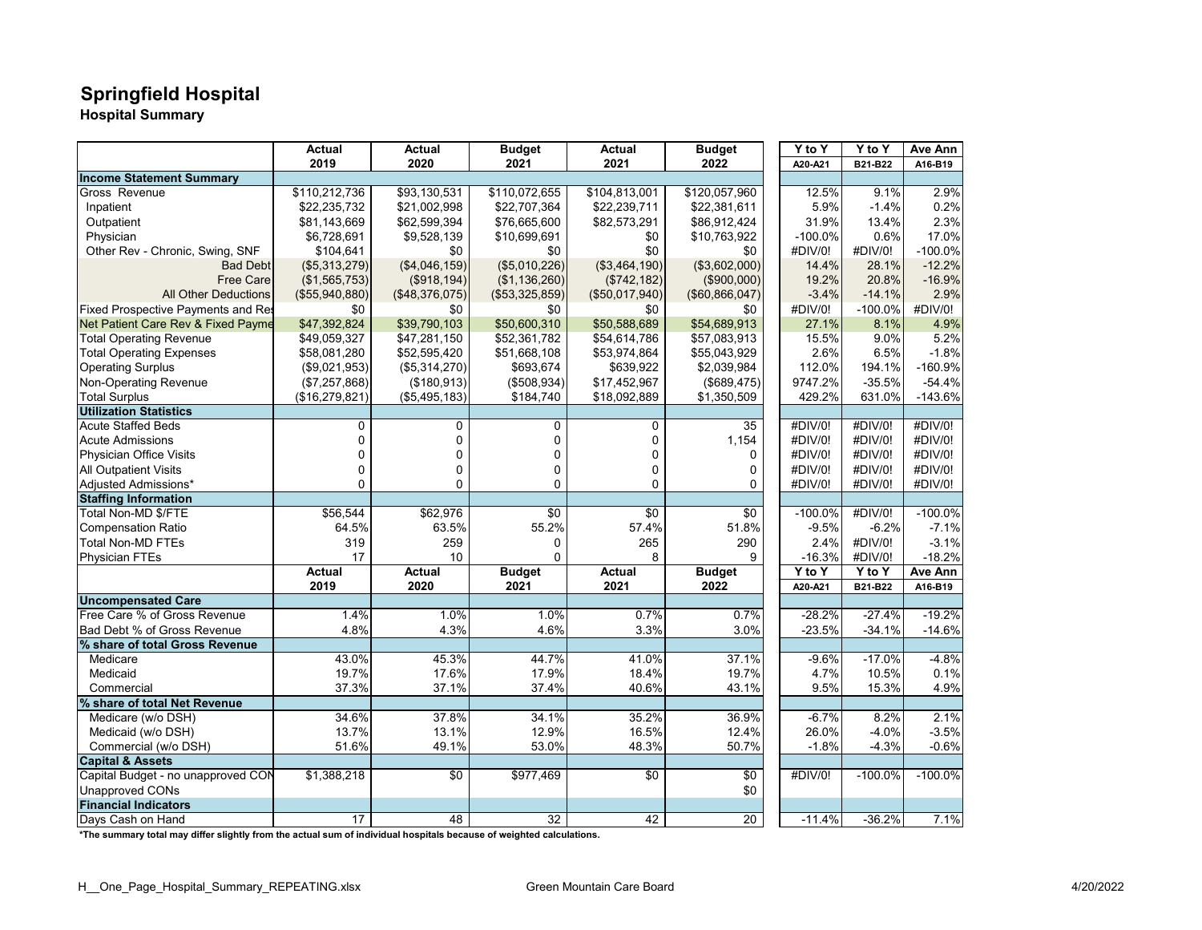# Springfield Hospital

**Hospital Summary**

| | Actual 2019 | Actual 2020 | Budget 2021 | Actual 2021 | Budget 2022 | Y to Y A20-A21 | Y to Y B21-B22 | Ave Ann A16-B19 |
|---|---|---|---|---|---|---|---|---|
| **Income Statement Summary** | | | | | | | | |
| Gross Revenue | $110,212,736 | $93,130,531 | $110,072,655 | $104,813,001 | $120,057,960 | 12.5% | 9.1% | 2.9% |
| Inpatient | $22,235,732 | $21,002,998 | $22,707,364 | $22,239,711 | $22,381,611 | 5.9% | -1.4% | 0.2% |
| Outpatient | $81,143,669 | $62,599,394 | $76,665,600 | $82,573,291 | $86,912,424 | 31.9% | 13.4% | 2.3% |
| Physician | $6,728,691 | $9,528,139 | $10,699,691 | $0 | $10,763,922 | -100.0% | 0.6% | 17.0% |
| Other Rev - Chronic, Swing, SNF | $104,641 | $0 | $0 | $0 | $0 | #DIV/0! | #DIV/0! | -100.0% |
| Bad Debt | ($5,313,279) | ($4,046,159) | ($5,010,226) | ($3,464,190) | ($3,602,000) | 14.4% | 28.1% | -12.2% |
| Free Care | ($1,565,753) | ($918,194) | ($1,136,260) | ($742,182) | ($900,000) | 19.2% | 20.8% | -16.9% |
| All Other Deductions | ($55,940,880) | ($48,376,075) | ($53,325,859) | ($50,017,940) | ($60,866,047) | -3.4% | -14.1% | 2.9% |
| Fixed Prospective Payments and Res | $0 | $0 | $0 | $0 | $0 | #DIV/0! | -100.0% | #DIV/0! |
| Net Patient Care Rev & Fixed Payme | $47,392,824 | $39,790,103 | $50,600,310 | $50,588,689 | $54,689,913 | 27.1% | 8.1% | 4.9% |
| Total Operating Revenue | $49,059,327 | $47,281,150 | $52,361,782 | $54,614,786 | $57,083,913 | 15.5% | 9.0% | 5.2% |
| Total Operating Expenses | $58,081,280 | $52,595,420 | $51,668,108 | $53,974,864 | $55,043,929 | 2.6% | 6.5% | -1.8% |
| Operating Surplus | ($9,021,953) | ($5,314,270) | $693,674 | $639,922 | $2,039,984 | 112.0% | 194.1% | -160.9% |
| Non-Operating Revenue | ($7,257,868) | ($180,913) | ($508,934) | $17,452,967 | ($689,475) | 9747.2% | -35.5% | -54.4% |
| Total Surplus | ($16,279,821) | ($5,495,183) | $184,740 | $18,092,889 | $1,350,509 | 429.2% | 631.0% | -143.6% |
| **Utilization Statistics** | | | | | | | | |
| Acute Staffed Beds | 0 | 0 | 0 | 0 | 35 | #DIV/0! | #DIV/0! | #DIV/0! |
| Acute Admissions | 0 | 0 | 0 | 0 | 1,154 | #DIV/0! | #DIV/0! | #DIV/0! |
| Physician Office Visits | 0 | 0 | 0 | 0 | 0 | #DIV/0! | #DIV/0! | #DIV/0! |
| All Outpatient Visits | 0 | 0 | 0 | 0 | 0 | #DIV/0! | #DIV/0! | #DIV/0! |
| Adjusted Admissions* | 0 | 0 | 0 | 0 | 0 | #DIV/0! | #DIV/0! | #DIV/0! |
| **Staffing Information** | | | | | | | | |
| Total Non-MD $/FTE | $56,544 | $62,976 | $0 | $0 | $0 | -100.0% | #DIV/0! | -100.0% |
| Compensation Ratio | 64.5% | 63.5% | 55.2% | 57.4% | 51.8% | -9.5% | -6.2% | -7.1% |
| Total Non-MD FTEs | 319 | 259 | 0 | 265 | 290 | 2.4% | #DIV/0! | -3.1% |
| Physician FTEs | 17 | 10 | 0 | 8 | 9 | -16.3% | #DIV/0! | -18.2% |
| | **Actual 2019** | **Actual 2020** | **Budget 2021** | **Actual 2021** | **Budget 2022** | **Y to Y A20-A21** | **Y to Y B21-B22** | **Ave Ann A16-B19** |
| **Uncompensated Care** | | | | | | | | |
| Free Care % of Gross Revenue | 1.4% | 1.0% | 1.0% | 0.7% | 0.7% | -28.2% | -27.4% | -19.2% |
| Bad Debt % of Gross Revenue | 4.8% | 4.3% | 4.6% | 3.3% | 3.0% | -23.5% | -34.1% | -14.6% |
| **% share of total Gross Revenue** | | | | | | | | |
| Medicare | 43.0% | 45.3% | 44.7% | 41.0% | 37.1% | -9.6% | -17.0% | -4.8% |
| Medicaid | 19.7% | 17.6% | 17.9% | 18.4% | 19.7% | 4.7% | 10.5% | 0.1% |
| Commercial | 37.3% | 37.1% | 37.4% | 40.6% | 43.1% | 9.5% | 15.3% | 4.9% |
| **% share of total Net Revenue** | | | | | | | | |
| Medicare (w/o DSH) | 34.6% | 37.8% | 34.1% | 35.2% | 36.9% | -6.7% | 8.2% | 2.1% |
| Medicaid (w/o DSH) | 13.7% | 13.1% | 12.9% | 16.5% | 12.4% | 26.0% | -4.0% | -3.5% |
| Commercial (w/o DSH) | 51.6% | 49.1% | 53.0% | 48.3% | 50.7% | -1.8% | -4.3% | -0.6% |
| **Capital & Assets** | | | | | | | | |
| Capital Budget - no unapproved CON | $1,388,218 | $0 | $977,469 | $0 | $0 | #DIV/0! | -100.0% | -100.0% |
| Unapproved CONs | | | | | $0 | | | |
| **Financial Indicators** | | | | | | | | |
| Days Cash on Hand | 17 | 48 | 32 | 42 | 20 | -11.4% | -36.2% | 7.1% |

**\*The summary total may differ slightly from the actual sum of individual hospitals because of weighted calculations.**

H__One_Page_Hospital_Summary_REPEATING.xlsx Green Mountain Care Board 4/20/2022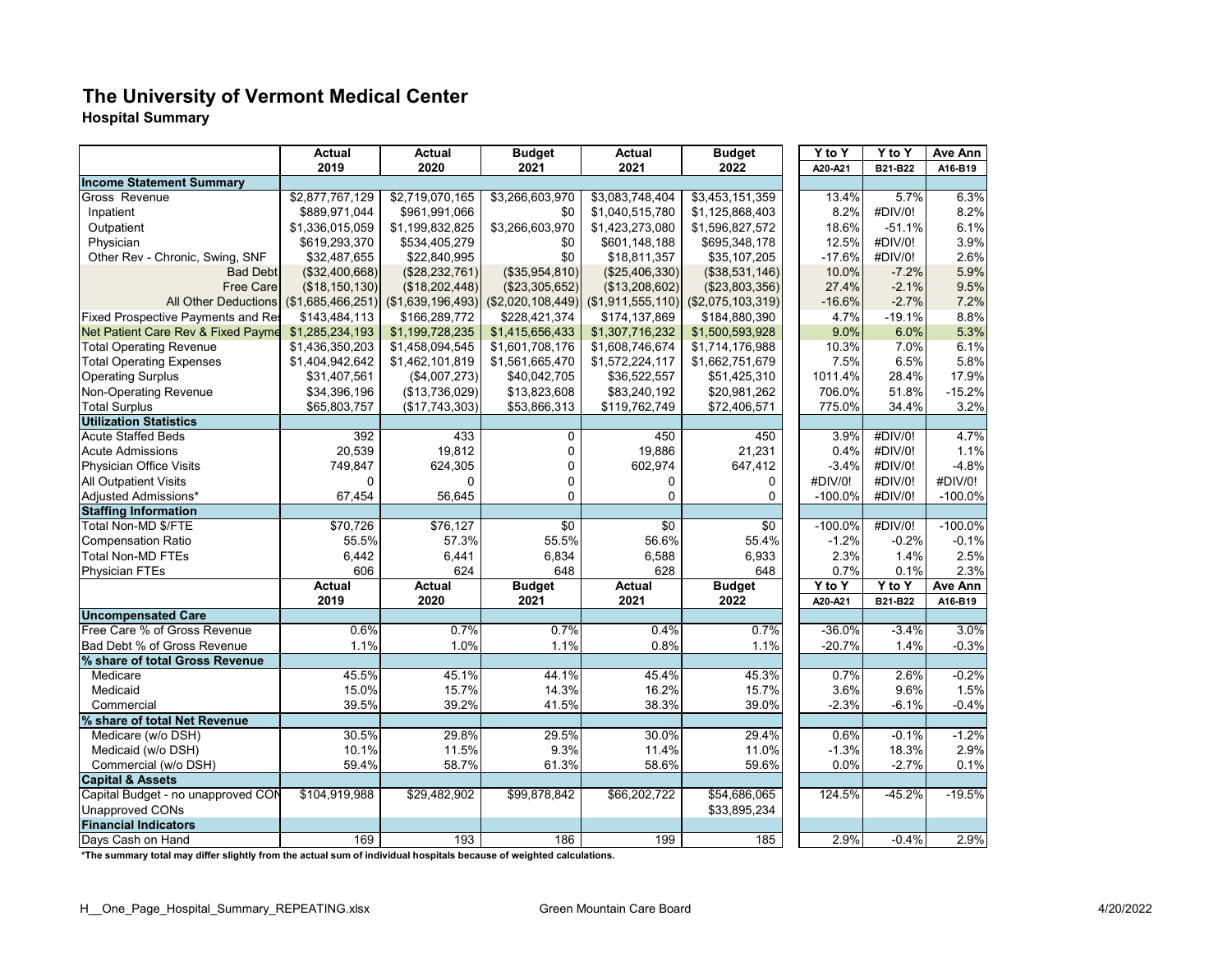# The University of Vermont Medical Center

**Hospital Summary**

| | Actual 2019 | Actual 2020 | Budget 2021 | Actual 2021 | Budget 2022 | Y to Y A20-A21 | Y to Y B21-B22 | Ave Ann A16-B19 |
|---|---|---|---|---|---|---|---|---|
| **Income Statement Summary** | | | | | | | | |
| Gross Revenue | $2,877,767,129 | $2,719,070,165 | $3,266,603,970 | $3,083,748,404 | $3,453,151,359 | 13.4% | 5.7% | 6.3% |
| Inpatient | $889,971,044 | $961,991,066 | $0 | $1,040,515,780 | $1,125,868,403 | 8.2% | #DIV/0! | 8.2% |
| Outpatient | $1,336,015,059 | $1,199,832,825 | $3,266,603,970 | $1,423,273,080 | $1,596,827,572 | 18.6% | -51.1% | 6.1% |
| Physician | $619,293,370 | $534,405,279 | $0 | $601,148,188 | $695,348,178 | 12.5% | #DIV/0! | 3.9% |
| Other Rev - Chronic, Swing, SNF | $32,487,655 | $22,840,995 | $0 | $18,811,357 | $35,107,205 | -17.6% | #DIV/0! | 2.6% |
| Bad Debt | ($32,400,668) | ($28,232,761) | ($35,954,810) | ($25,406,330) | ($38,531,146) | 10.0% | -7.2% | 5.9% |
| Free Care | ($18,150,130) | ($18,202,448) | ($23,305,652) | ($13,208,602) | ($23,803,356) | 27.4% | -2.1% | 9.5% |
| All Other Deductions | ($1,685,466,251) | ($1,639,196,493) | ($2,020,108,449) | ($1,911,555,110) | ($2,075,103,319) | -16.6% | -2.7% | 7.2% |
| Fixed Prospective Payments and Res | $143,484,113 | $166,289,772 | $228,421,374 | $174,137,869 | $184,880,390 | 4.7% | -19.1% | 8.8% |
| Net Patient Care Rev & Fixed Payme | $1,285,234,193 | $1,199,728,235 | $1,415,656,433 | $1,307,716,232 | $1,500,593,928 | 9.0% | 6.0% | 5.3% |
| Total Operating Revenue | $1,436,350,203 | $1,458,094,545 | $1,601,708,176 | $1,608,746,674 | $1,714,176,988 | 10.3% | 7.0% | 6.1% |
| Total Operating Expenses | $1,404,942,642 | $1,462,101,819 | $1,561,665,470 | $1,572,224,117 | $1,662,751,679 | 7.5% | 6.5% | 5.8% |
| Operating Surplus | $31,407,561 | ($4,007,273) | $40,042,705 | $36,522,557 | $51,425,310 | 1011.4% | 28.4% | 17.9% |
| Non-Operating Revenue | $34,396,196 | ($13,736,029) | $13,823,608 | $83,240,192 | $20,981,262 | 706.0% | 51.8% | -15.2% |
| Total Surplus | $65,803,757 | ($17,743,303) | $53,866,313 | $119,762,749 | $72,406,571 | 775.0% | 34.4% | 3.2% |
| **Utilization Statistics** | | | | | | | | |
| Acute Staffed Beds | 392 | 433 | 0 | 450 | 450 | 3.9% | #DIV/0! | 4.7% |
| Acute Admissions | 20,539 | 19,812 | 0 | 19,886 | 21,231 | 0.4% | #DIV/0! | 1.1% |
| Physician Office Visits | 749,847 | 624,305 | 0 | 602,974 | 647,412 | -3.4% | #DIV/0! | -4.8% |
| All Outpatient Visits | 0 | 0 | 0 | 0 | 0 | #DIV/0! | #DIV/0! | #DIV/0! |
| Adjusted Admissions* | 67,454 | 56,645 | 0 | 0 | 0 | -100.0% | #DIV/0! | -100.0% |
| **Staffing Information** | | | | | | | | |
| Total Non-MD $/FTE | $70,726 | $76,127 | $0 | $0 | $0 | -100.0% | #DIV/0! | -100.0% |
| Compensation Ratio | 55.5% | 57.3% | 55.5% | 56.6% | 55.4% | -1.2% | -0.2% | -0.1% |
| Total Non-MD FTEs | 6,442 | 6,441 | 6,834 | 6,588 | 6,933 | 2.3% | 1.4% | 2.5% |
| Physician FTEs | 606 | 624 | 648 | 628 | 648 | 0.7% | 0.1% | 2.3% |
| | **Actual 2019** | **Actual 2020** | **Budget 2021** | **Actual 2021** | **Budget 2022** | **Y to Y A20-A21** | **Y to Y B21-B22** | **Ave Ann A16-B19** |
| **Uncompensated Care** | | | | | | | | |
| Free Care % of Gross Revenue | 0.6% | 0.7% | 0.7% | 0.4% | 0.7% | -36.0% | -3.4% | 3.0% |
| Bad Debt % of Gross Revenue | 1.1% | 1.0% | 1.1% | 0.8% | 1.1% | -20.7% | 1.4% | -0.3% |
| **% share of total Gross Revenue** | | | | | | | | |
| Medicare | 45.5% | 45.1% | 44.1% | 45.4% | 45.3% | 0.7% | 2.6% | -0.2% |
| Medicaid | 15.0% | 15.7% | 14.3% | 16.2% | 15.7% | 3.6% | 9.6% | 1.5% |
| Commercial | 39.5% | 39.2% | 41.5% | 38.3% | 39.0% | -2.3% | -6.1% | -0.4% |
| **% share of total Net Revenue** | | | | | | | | |
| Medicare (w/o DSH) | 30.5% | 29.8% | 29.5% | 30.0% | 29.4% | 0.6% | -0.1% | -1.2% |
| Medicaid (w/o DSH) | 10.1% | 11.5% | 9.3% | 11.4% | 11.0% | -1.3% | 18.3% | 2.9% |
| Commercial (w/o DSH) | 59.4% | 58.7% | 61.3% | 58.6% | 59.6% | 0.0% | -2.7% | 0.1% |
| **Capital & Assets** | | | | | | | | |
| Capital Budget - no unapproved CON | $104,919,988 | $29,482,902 | $99,878,842 | $66,202,722 | $54,686,065 | 124.5% | -45.2% | -19.5% |
| Unapproved CONs | | | | | $33,895,234 | | | |
| **Financial Indicators** | | | | | | | | |
| Days Cash on Hand | 169 | 193 | 186 | 199 | 185 | 2.9% | -0.4% | 2.9% |

**\*The summary total may differ slightly from the actual sum of individual hospitals because of weighted calculations.**

H__One_Page_Hospital_Summary_REPEATING.xlsx Green Mountain Care Board 4/20/2022